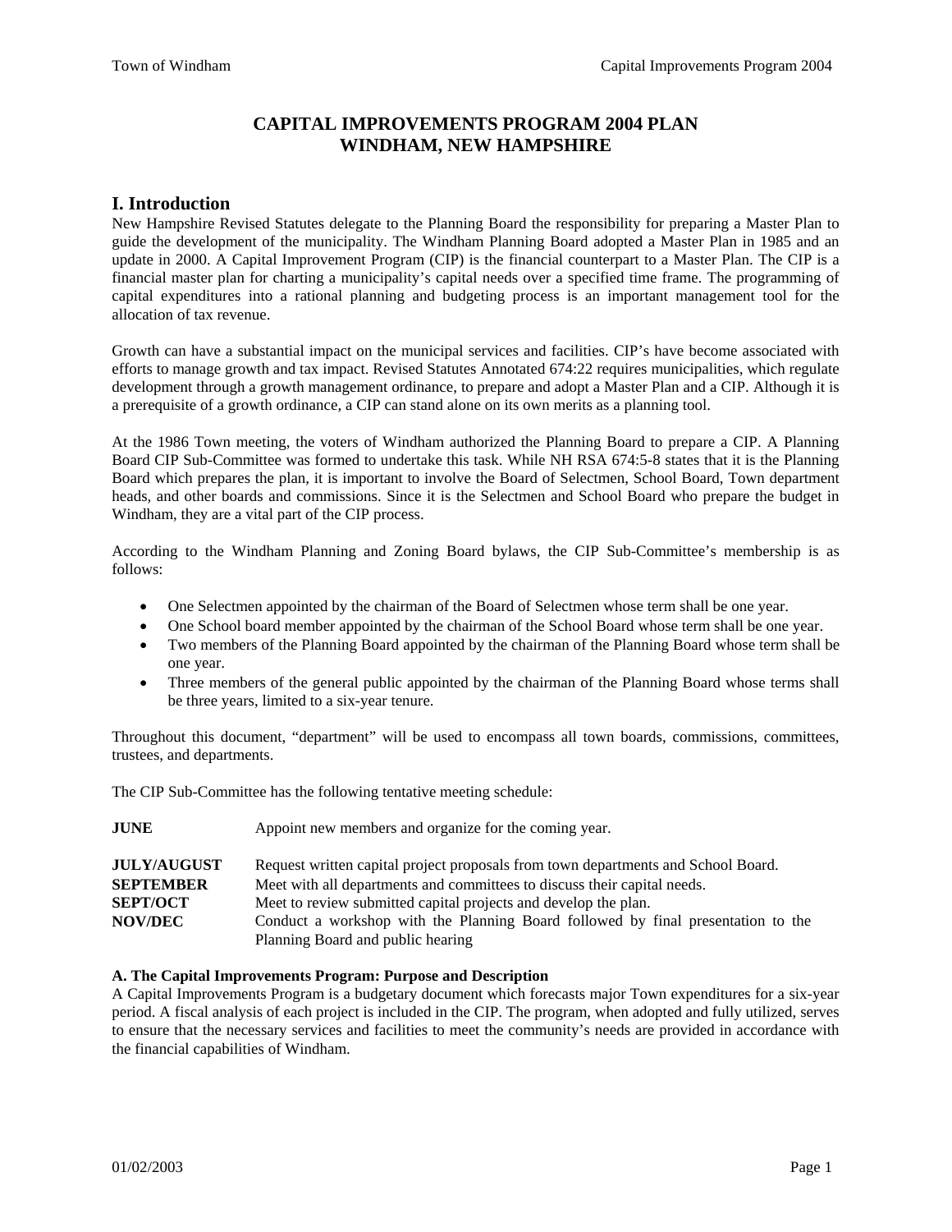# CAPITAL IMPROVEMENTS PROGRAM 2004 PLAN
# WINDHAM, NEW HAMPSHIRE

## I. Introduction

New Hampshire Revised Statutes delegate to the Planning Board the responsibility for preparing a Master Plan to guide the development of the municipality. The Windham Planning Board adopted a Master Plan in 1985 and an update in 2000. A Capital Improvement Program (CIP) is the financial counterpart to a Master Plan. The CIP is a financial master plan for charting a municipality's capital needs over a specified time frame. The programming of capital expenditures into a rational planning and budgeting process is an important management tool for the allocation of tax revenue.

Growth can have a substantial impact on the municipal services and facilities. CIP's have become associated with efforts to manage growth and tax impact. Revised Statutes Annotated 674:22 requires municipalities, which regulate development through a growth management ordinance, to prepare and adopt a Master Plan and a CIP. Although it is a prerequisite of a growth ordinance, a CIP can stand alone on its own merits as a planning tool.

At the 1986 Town meeting, the voters of Windham authorized the Planning Board to prepare a CIP. A Planning Board CIP Sub-Committee was formed to undertake this task. While NH RSA 674:5-8 states that it is the Planning Board which prepares the plan, it is important to involve the Board of Selectmen, School Board, Town department heads, and other boards and commissions. Since it is the Selectmen and School Board who prepare the budget in Windham, they are a vital part of the CIP process.

According to the Windham Planning and Zoning Board bylaws, the CIP Sub-Committee's membership is as follows:

- One Selectmen appointed by the chairman of the Board of Selectmen whose term shall be one year.
- One School board member appointed by the chairman of the School Board whose term shall be one year.
- Two members of the Planning Board appointed by the chairman of the Planning Board whose term shall be one year.
- Three members of the general public appointed by the chairman of the Planning Board whose terms shall be three years, limited to a six-year tenure.

Throughout this document, "department" will be used to encompass all town boards, commissions, committees, trustees, and departments.

The CIP Sub-Committee has the following tentative meeting schedule:

| | |
|---|---|
| **JUNE** | Appoint new members and organize for the coming year. |
| **JULY/AUGUST** | Request written capital project proposals from town departments and School Board. |
| **SEPTEMBER** | Meet with all departments and committees to discuss their capital needs. |
| **SEPT/OCT** | Meet to review submitted capital projects and develop the plan. |
| **NOV/DEC** | Conduct a workshop with the Planning Board followed by final presentation to the Planning Board and public hearing |

### A. The Capital Improvements Program: Purpose and Description

A Capital Improvements Program is a budgetary document which forecasts major Town expenditures for a six-year period. A fiscal analysis of each project is included in the CIP. The program, when adopted and fully utilized, serves to ensure that the necessary services and facilities to meet the community's needs are provided in accordance with the financial capabilities of Windham.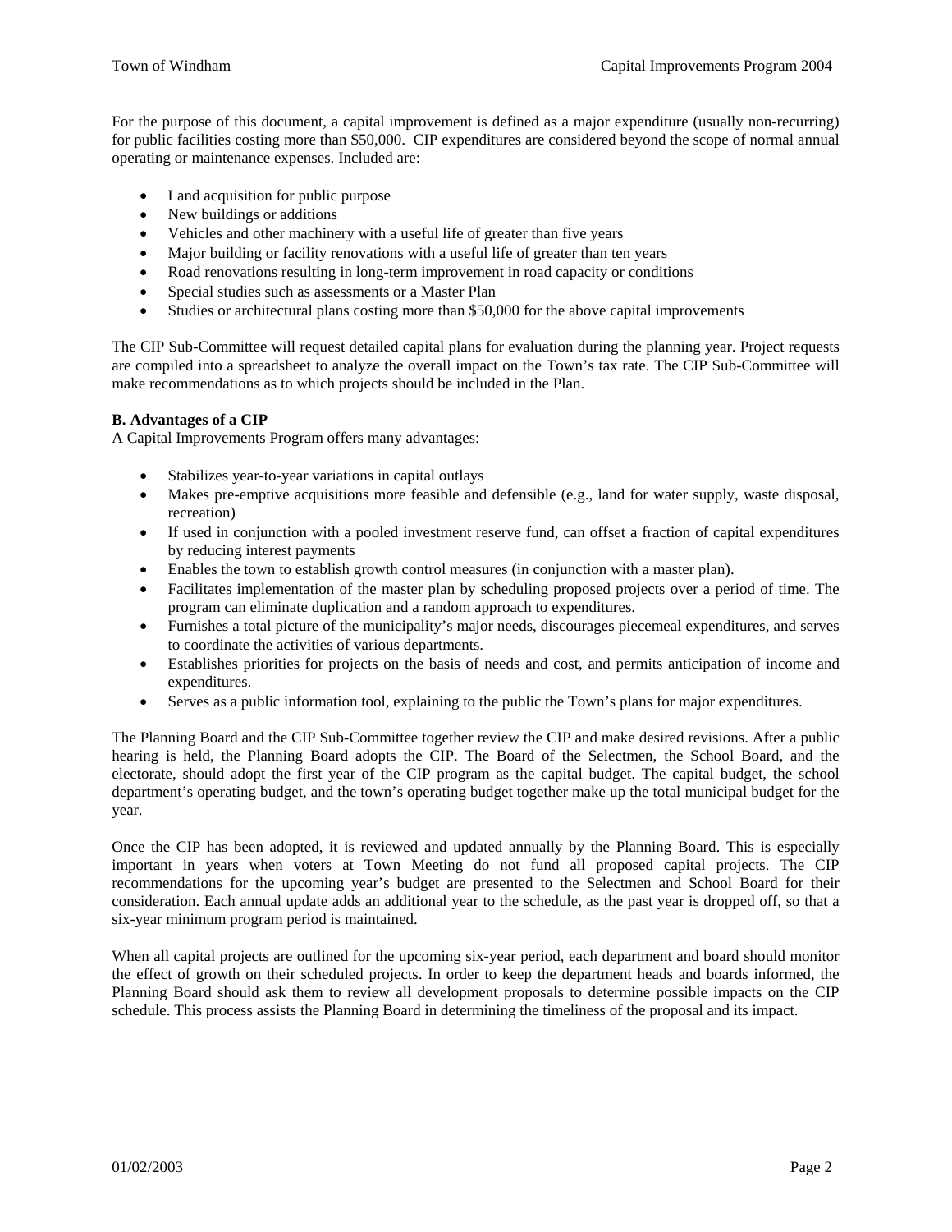For the purpose of this document, a capital improvement is defined as a major expenditure (usually non-recurring) for public facilities costing more than $50,000. CIP expenditures are considered beyond the scope of normal annual operating or maintenance expenses. Included are:

- Land acquisition for public purpose
- New buildings or additions
- Vehicles and other machinery with a useful life of greater than five years
- Major building or facility renovations with a useful life of greater than ten years
- Road renovations resulting in long-term improvement in road capacity or conditions
- Special studies such as assessments or a Master Plan
- Studies or architectural plans costing more than $50,000 for the above capital improvements

The CIP Sub-Committee will request detailed capital plans for evaluation during the planning year. Project requests are compiled into a spreadsheet to analyze the overall impact on the Town's tax rate. The CIP Sub-Committee will make recommendations as to which projects should be included in the Plan.

**B. Advantages of a CIP**

A Capital Improvements Program offers many advantages:

- Stabilizes year-to-year variations in capital outlays
- Makes pre-emptive acquisitions more feasible and defensible (e.g., land for water supply, waste disposal, recreation)
- If used in conjunction with a pooled investment reserve fund, can offset a fraction of capital expenditures by reducing interest payments
- Enables the town to establish growth control measures (in conjunction with a master plan).
- Facilitates implementation of the master plan by scheduling proposed projects over a period of time. The program can eliminate duplication and a random approach to expenditures.
- Furnishes a total picture of the municipality's major needs, discourages piecemeal expenditures, and serves to coordinate the activities of various departments.
- Establishes priorities for projects on the basis of needs and cost, and permits anticipation of income and expenditures.
- Serves as a public information tool, explaining to the public the Town's plans for major expenditures.

The Planning Board and the CIP Sub-Committee together review the CIP and make desired revisions. After a public hearing is held, the Planning Board adopts the CIP. The Board of the Selectmen, the School Board, and the electorate, should adopt the first year of the CIP program as the capital budget. The capital budget, the school department's operating budget, and the town's operating budget together make up the total municipal budget for the year.

Once the CIP has been adopted, it is reviewed and updated annually by the Planning Board. This is especially important in years when voters at Town Meeting do not fund all proposed capital projects. The CIP recommendations for the upcoming year's budget are presented to the Selectmen and School Board for their consideration. Each annual update adds an additional year to the schedule, as the past year is dropped off, so that a six-year minimum program period is maintained.

When all capital projects are outlined for the upcoming six-year period, each department and board should monitor the effect of growth on their scheduled projects. In order to keep the department heads and boards informed, the Planning Board should ask them to review all development proposals to determine possible impacts on the CIP schedule. This process assists the Planning Board in determining the timeliness of the proposal and its impact.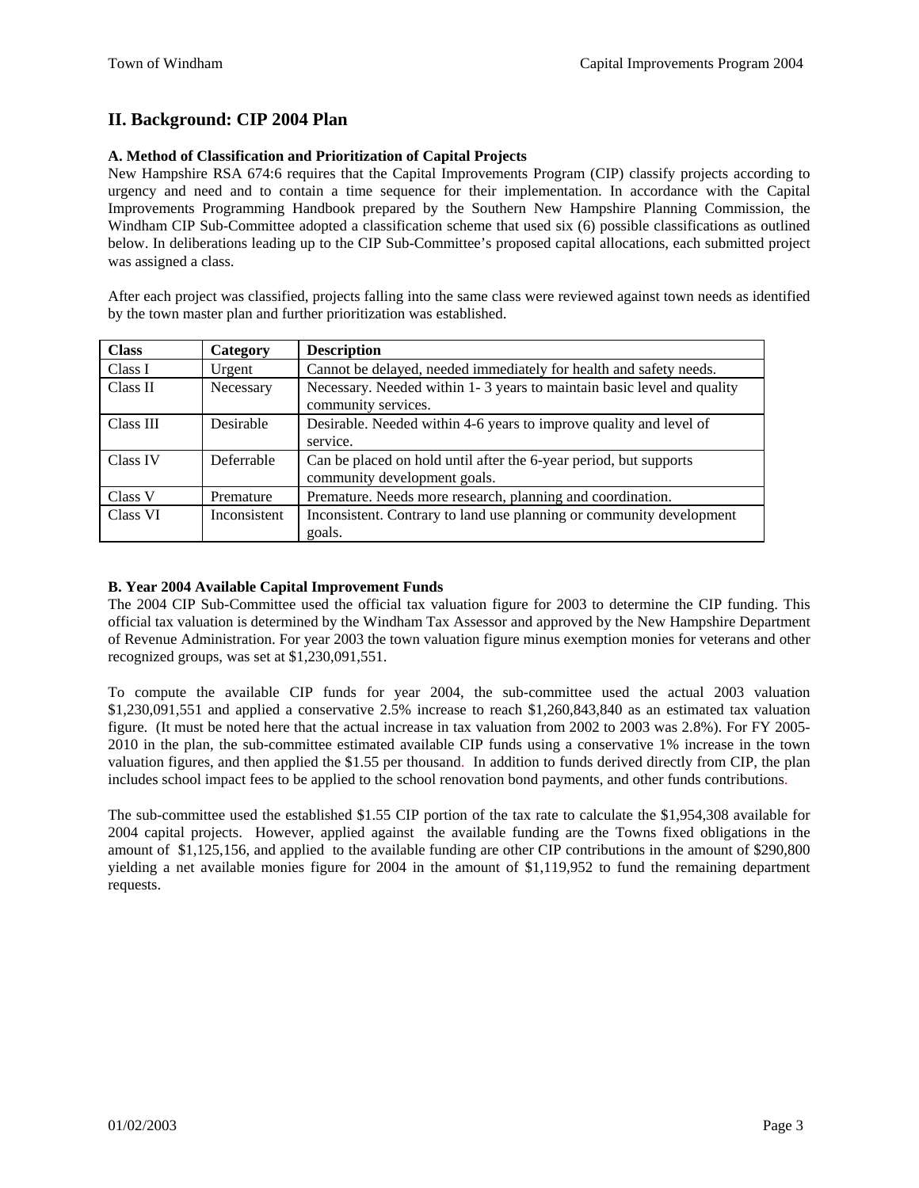## II. Background: CIP 2004 Plan

### A. Method of Classification and Prioritization of Capital Projects

New Hampshire RSA 674:6 requires that the Capital Improvements Program (CIP) classify projects according to urgency and need and to contain a time sequence for their implementation. In accordance with the Capital Improvements Programming Handbook prepared by the Southern New Hampshire Planning Commission, the Windham CIP Sub-Committee adopted a classification scheme that used six (6) possible classifications as outlined below. In deliberations leading up to the CIP Sub-Committee's proposed capital allocations, each submitted project was assigned a class.

After each project was classified, projects falling into the same class were reviewed against town needs as identified by the town master plan and further prioritization was established.

| Class | Category | Description |
|---|---|---|
| Class I | Urgent | Cannot be delayed, needed immediately for health and safety needs. |
| Class II | Necessary | Necessary. Needed within 1- 3 years to maintain basic level and quality community services. |
| Class III | Desirable | Desirable. Needed within 4-6 years to improve quality and level of service. |
| Class IV | Deferrable | Can be placed on hold until after the 6-year period, but supports community development goals. |
| Class V | Premature | Premature. Needs more research, planning and coordination. |
| Class VI | Inconsistent | Inconsistent. Contrary to land use planning or community development goals. |

### B. Year 2004 Available Capital Improvement Funds

The 2004 CIP Sub-Committee used the official tax valuation figure for 2003 to determine the CIP funding. This official tax valuation is determined by the Windham Tax Assessor and approved by the New Hampshire Department of Revenue Administration. For year 2003 the town valuation figure minus exemption monies for veterans and other recognized groups, was set at $1,230,091,551.

To compute the available CIP funds for year 2004, the sub-committee used the actual 2003 valuation $1,230,091,551 and applied a conservative 2.5% increase to reach $1,260,843,840 as an estimated tax valuation figure. (It must be noted here that the actual increase in tax valuation from 2002 to 2003 was 2.8%). For FY 2005-2010 in the plan, the sub-committee estimated available CIP funds using a conservative 1% increase in the town valuation figures, and then applied the $1.55 per thousand. In addition to funds derived directly from CIP, the plan includes school impact fees to be applied to the school renovation bond payments, and other funds contributions.

The sub-committee used the established $1.55 CIP portion of the tax rate to calculate the $1,954,308 available for 2004 capital projects. However, applied against the available funding are the Towns fixed obligations in the amount of $1,125,156, and applied to the available funding are other CIP contributions in the amount of $290,800 yielding a net available monies figure for 2004 in the amount of $1,119,952 to fund the remaining department requests.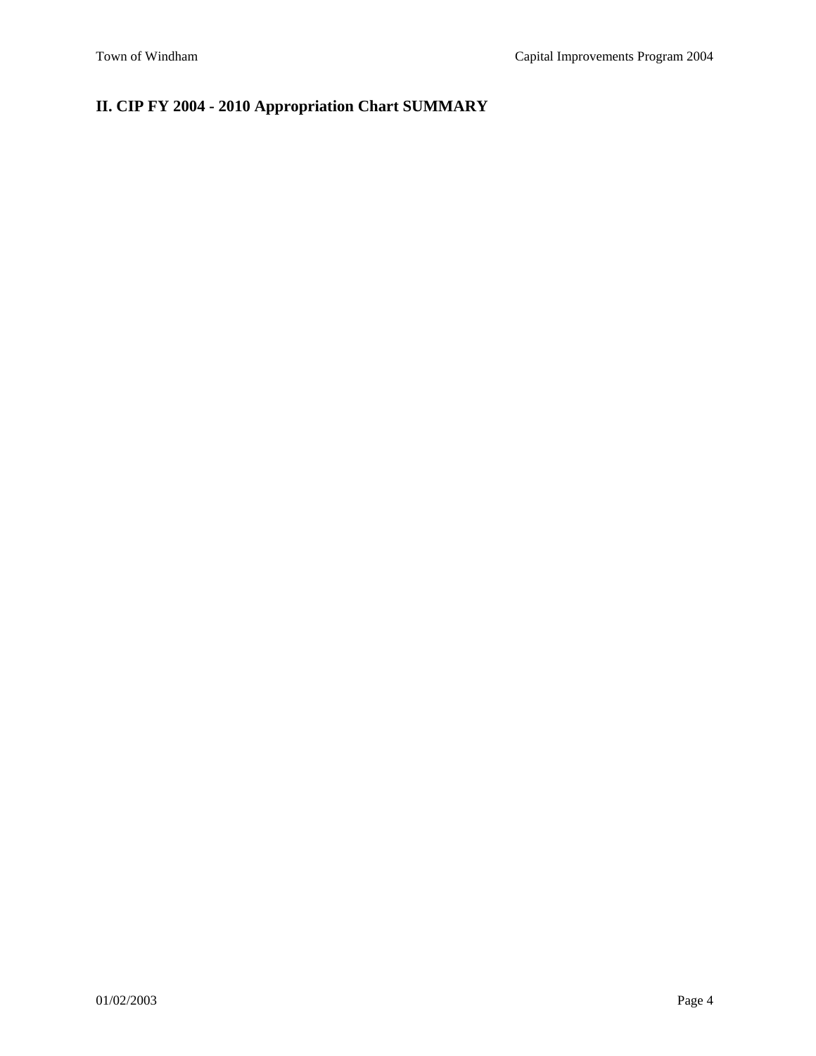## II. CIP FY 2004 - 2010 Appropriation Chart SUMMARY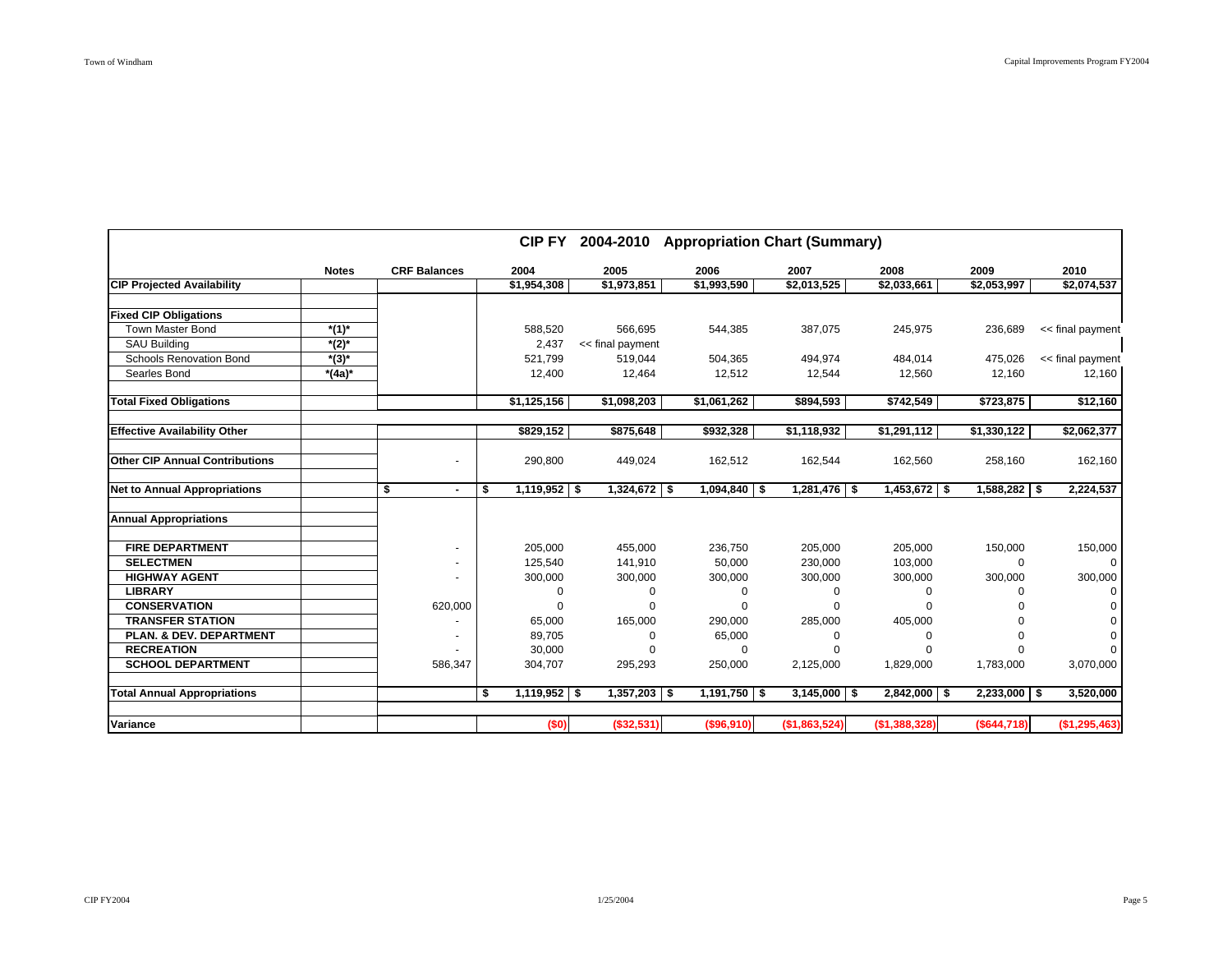## CIP FY 2004-2010 Appropriation Chart (Summary)

| | Notes | CRF Balances | 2004 | 2005 | 2006 | 2007 | 2008 | 2009 | 2010 |
|---|---|---|---|---|---|---|---|---|---|
| **CIP Projected Availability** | | | $1,954,308 | $1,973,851 | $1,993,590 | $2,013,525 | $2,033,661 | $2,053,997 | $2,074,537 |
| **Fixed CIP Obligations** | | | | | | | | | |
| Town Master Bond | *(1)* | | 588,520 | 566,695 | 544,385 | 387,075 | 245,975 | 236,689 | << final payment |
| SAU Building | *(2)* | | 2,437 | << final payment | | | | | |
| Schools Renovation Bond | *(3)* | | 521,799 | 519,044 | 504,365 | 494,974 | 484,014 | 475,026 | << final payment |
| Searles Bond | *(4a)* | | 12,400 | 12,464 | 12,512 | 12,544 | 12,560 | 12,160 | 12,160 |
| **Total Fixed Obligations** | | | $1,125,156 | $1,098,203 | $1,061,262 | $894,593 | $742,549 | $723,875 | $12,160 |
| **Effective Availability Other** | | | $829,152 | $875,648 | $932,328 | $1,118,932 | $1,291,112 | $1,330,122 | $2,062,377 |
| **Other CIP Annual Contributions** | | - | 290,800 | 449,024 | 162,512 | 162,544 | 162,560 | 258,160 | 162,160 |
| **Net to Annual Appropriations** | | $ - | $ 1,119,952 | $ 1,324,672 | $ 1,094,840 | $ 1,281,476 | $ 1,453,672 | $ 1,588,282 | $ 2,224,537 |
| **Annual Appropriations** | | | | | | | | | |
| **FIRE DEPARTMENT** | | - | 205,000 | 455,000 | 236,750 | 205,000 | 205,000 | 150,000 | 150,000 |
| **SELECTMEN** | | - | 125,540 | 141,910 | 50,000 | 230,000 | 103,000 | 0 | 0 |
| **HIGHWAY AGENT** | | - | 300,000 | 300,000 | 300,000 | 300,000 | 300,000 | 300,000 | 300,000 |
| **LIBRARY** | | | 0 | 0 | 0 | 0 | 0 | 0 | 0 |
| **CONSERVATION** | | 620,000 | 0 | 0 | 0 | 0 | 0 | 0 | 0 |
| **TRANSFER STATION** | | - | 65,000 | 165,000 | 290,000 | 285,000 | 405,000 | 0 | 0 |
| **PLAN. & DEV. DEPARTMENT** | | - | 89,705 | 0 | 65,000 | 0 | 0 | 0 | 0 |
| **RECREATION** | | - | 30,000 | 0 | 0 | 0 | 0 | 0 | 0 |
| **SCHOOL DEPARTMENT** | | 586,347 | 304,707 | 295,293 | 250,000 | 2,125,000 | 1,829,000 | 1,783,000 | 3,070,000 |
| **Total Annual Appropriations** | | | $ 1,119,952 | $ 1,357,203 | $ 1,191,750 | $ 3,145,000 | $ 2,842,000 | $ 2,233,000 | $ 3,520,000 |
| **Variance** | | | ($0) | ($32,531) | ($96,910) | ($1,863,524) | ($1,388,328) | ($644,718) | ($1,295,463) |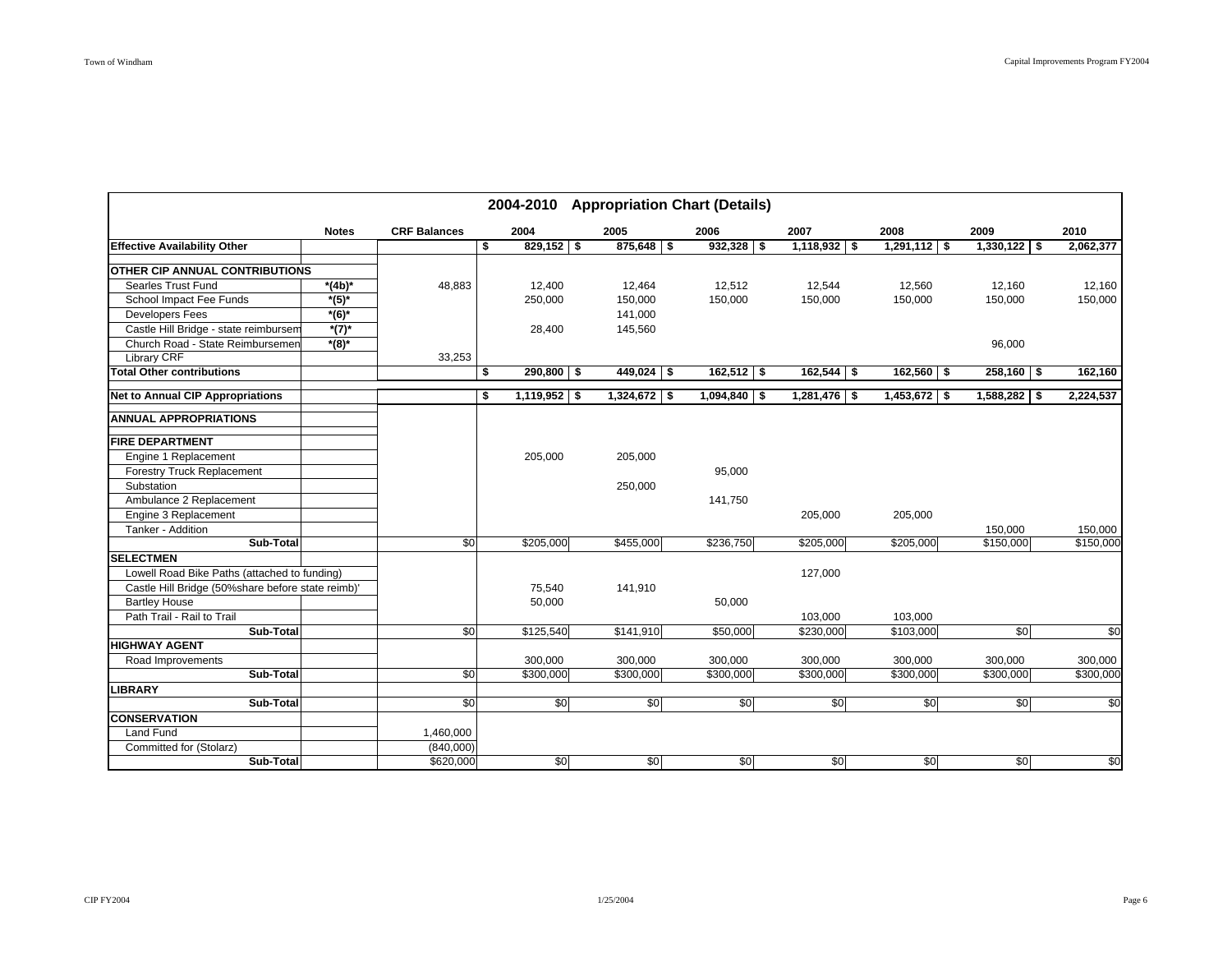## 2004-2010 Appropriation Chart (Details)

| | Notes | CRF Balances | 2004 | 2005 | 2006 | 2007 | 2008 | 2009 | 2010 |
|---|---|---|---|---|---|---|---|---|---|
| **Effective Availability Other** | | | **$ 829,152** | **$ 875,648** | **$ 932,328** | **$ 1,118,932** | **$ 1,291,112** | **$ 1,330,122** | **$ 2,062,377** |
| **OTHER CIP ANNUAL CONTRIBUTIONS** | | | | | | | | | |
| Searles Trust Fund | *(4b)* | 48,883 | 12,400 | 12,464 | 12,512 | 12,544 | 12,560 | 12,160 | 12,160 |
| School Impact Fee Funds | *(5)* | | 250,000 | 150,000 | 150,000 | 150,000 | 150,000 | 150,000 | 150,000 |
| Developers Fees | *(6)* | | | 141,000 | | | | | |
| Castle Hill Bridge - state reimbursem | *(7)* | | 28,400 | 145,560 | | | | | |
| Church Road - State Reimbursemen | *(8)* | | | | | | | 96,000 | |
| Library CRF | | 33,253 | | | | | | | |
| **Total Other contributions** | | | **$ 290,800** | **$ 449,024** | **$ 162,512** | **$ 162,544** | **$ 162,560** | **$ 258,160** | **$ 162,160** |
| **Net to Annual CIP Appropriations** | | | **$ 1,119,952** | **$ 1,324,672** | **$ 1,094,840** | **$ 1,281,476** | **$ 1,453,672** | **$ 1,588,282** | **$ 2,224,537** |
| **ANNUAL APPROPRIATIONS** | | | | | | | | | |
| **FIRE DEPARTMENT** | | | | | | | | | |
| Engine 1 Replacement | | | 205,000 | 205,000 | | | | | |
| Forestry Truck Replacement | | | | | 95,000 | | | | |
| Substation | | | | 250,000 | | | | | |
| Ambulance 2 Replacement | | | | | 141,750 | | | | |
| Engine 3 Replacement | | | | | | 205,000 | 205,000 | | |
| Tanker - Addition | | | | | | | | 150,000 | 150,000 |
| **Sub-Total** | | $0 | $205,000 | $455,000 | $236,750 | $205,000 | $205,000 | $150,000 | $150,000 |
| **SELECTMEN** | | | | | | | | | |
| Lowell Road Bike Paths (attached to funding) | | | | | | 127,000 | | | |
| Castle Hill Bridge (50%share before state reimb)' | | | 75,540 | 141,910 | | | | | |
| Bartley House | | | 50,000 | | 50,000 | | | | |
| Path Trail - Rail to Trail | | | | | | 103,000 | 103,000 | | |
| **Sub-Total** | | $0 | $125,540 | $141,910 | $50,000 | $230,000 | $103,000 | $0 | $0 |
| **HIGHWAY AGENT** | | | | | | | | | |
| Road Improvements | | | 300,000 | 300,000 | 300,000 | 300,000 | 300,000 | 300,000 | 300,000 |
| **Sub-Total** | | $0 | $300,000 | $300,000 | $300,000 | $300,000 | $300,000 | $300,000 | $300,000 |
| **LIBRARY** | | | | | | | | | |
| **Sub-Total** | | $0 | $0 | $0 | $0 | $0 | $0 | $0 | $0 |
| **CONSERVATION** | | | | | | | | | |
| Land Fund | | 1,460,000 | | | | | | | |
| Committed for (Stolarz) | | (840,000) | | | | | | | |
| **Sub-Total** | | $620,000 | $0 | $0 | $0 | $0 | $0 | $0 | $0 |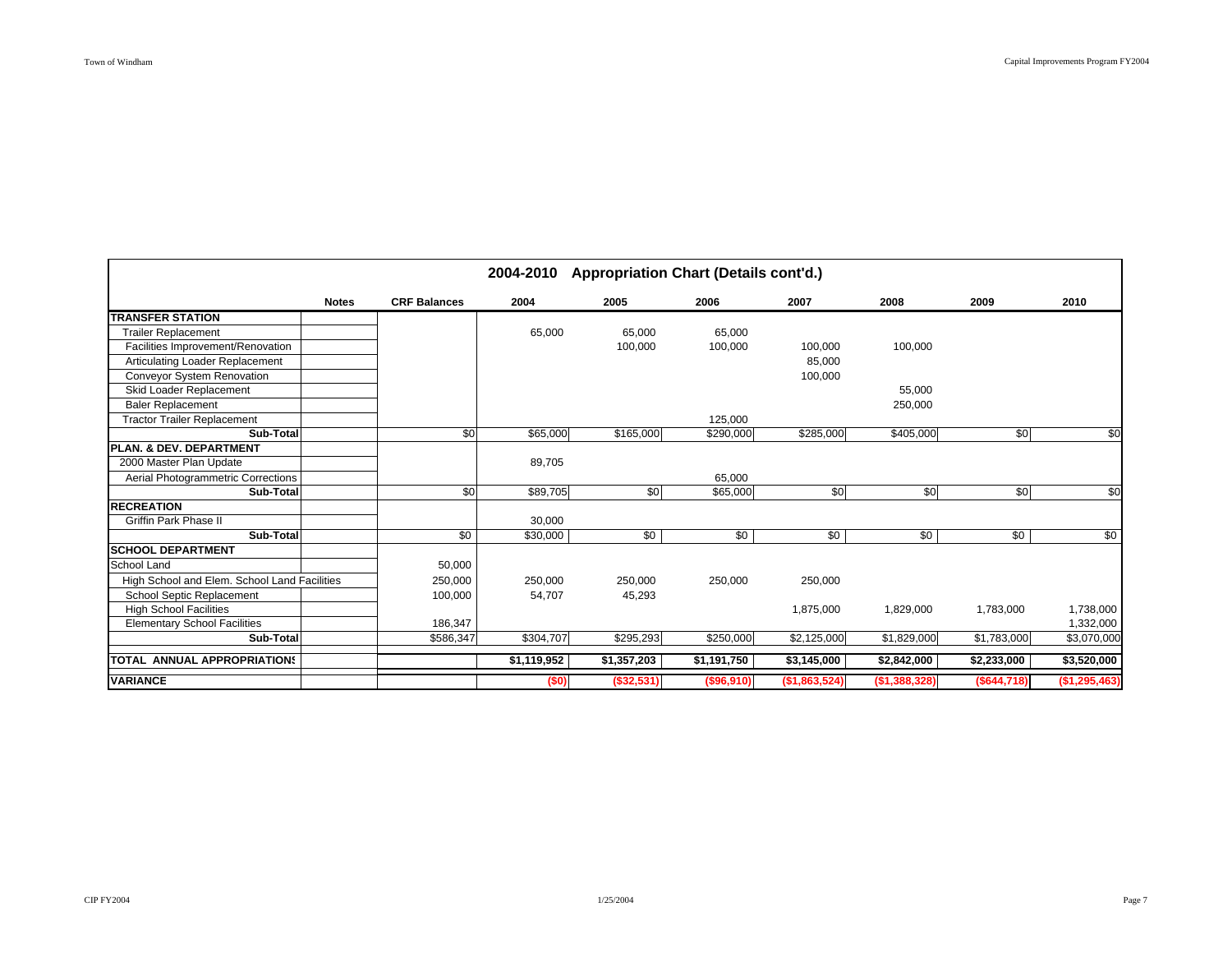| 2004-2010 Appropriation Chart (Details cont'd.) | | | | | | | | | |
|---|---|---|---|---|---|---|---|---|---|
| | **Notes** | **CRF Balances** | **2004** | **2005** | **2006** | **2007** | **2008** | **2009** | **2010** |
| **TRANSFER STATION** | | | | | | | | | |
| Trailer Replacement | | | 65,000 | 65,000 | 65,000 | | | | |
| Facilities Improvement/Renovation | | | | 100,000 | 100,000 | 100,000 | 100,000 | | |
| Articulating Loader Replacement | | | | | | 85,000 | | | |
| Conveyor System Renovation | | | | | | 100,000 | | | |
| Skid Loader Replacement | | | | | | | 55,000 | | |
| Baler Replacement | | | | | | | 250,000 | | |
| Tractor Trailer Replacement | | | | | 125,000 | | | | |
| **Sub-Total** | | $0 | $65,000 | $165,000 | $290,000 | $285,000 | $405,000 | $0 | $0 |
| **PLAN. & DEV. DEPARTMENT** | | | | | | | | | |
| 2000 Master Plan Update | | | 89,705 | | | | | | |
| Aerial Photogrammetric Corrections | | | | | 65,000 | | | | |
| **Sub-Total** | | $0 | $89,705 | $0 | $65,000 | $0 | $0 | $0 | $0 |
| **RECREATION** | | | | | | | | | |
| Griffin Park Phase II | | | 30,000 | | | | | | |
| **Sub-Total** | | $0 | $30,000 | $0 | $0 | $0 | $0 | $0 | $0 |
| **SCHOOL DEPARTMENT** | | | | | | | | | |
| School Land | | 50,000 | | | | | | | |
| High School and Elem. School Land Facilities | | 250,000 | 250,000 | 250,000 | 250,000 | 250,000 | | | |
| School Septic Replacement | | 100,000 | 54,707 | 45,293 | | | | | |
| High School Facilities | | | | | | 1,875,000 | 1,829,000 | 1,783,000 | 1,738,000 |
| Elementary School Facilities | | 186,347 | | | | | | | 1,332,000 |
| **Sub-Total** | | $586,347 | $304,707 | $295,293 | $250,000 | $2,125,000 | $1,829,000 | $1,783,000 | $3,070,000 |
| **TOTAL ANNUAL APPROPRIATIONS** | | | **$1,119,952** | **$1,357,203** | **$1,191,750** | **$3,145,000** | **$2,842,000** | **$2,233,000** | **$3,520,000** |
| **VARIANCE** | | | **($0)** | **($32,531)** | **($96,910)** | **($1,863,524)** | **($1,388,328)** | **($644,718)** | **($1,295,463)** |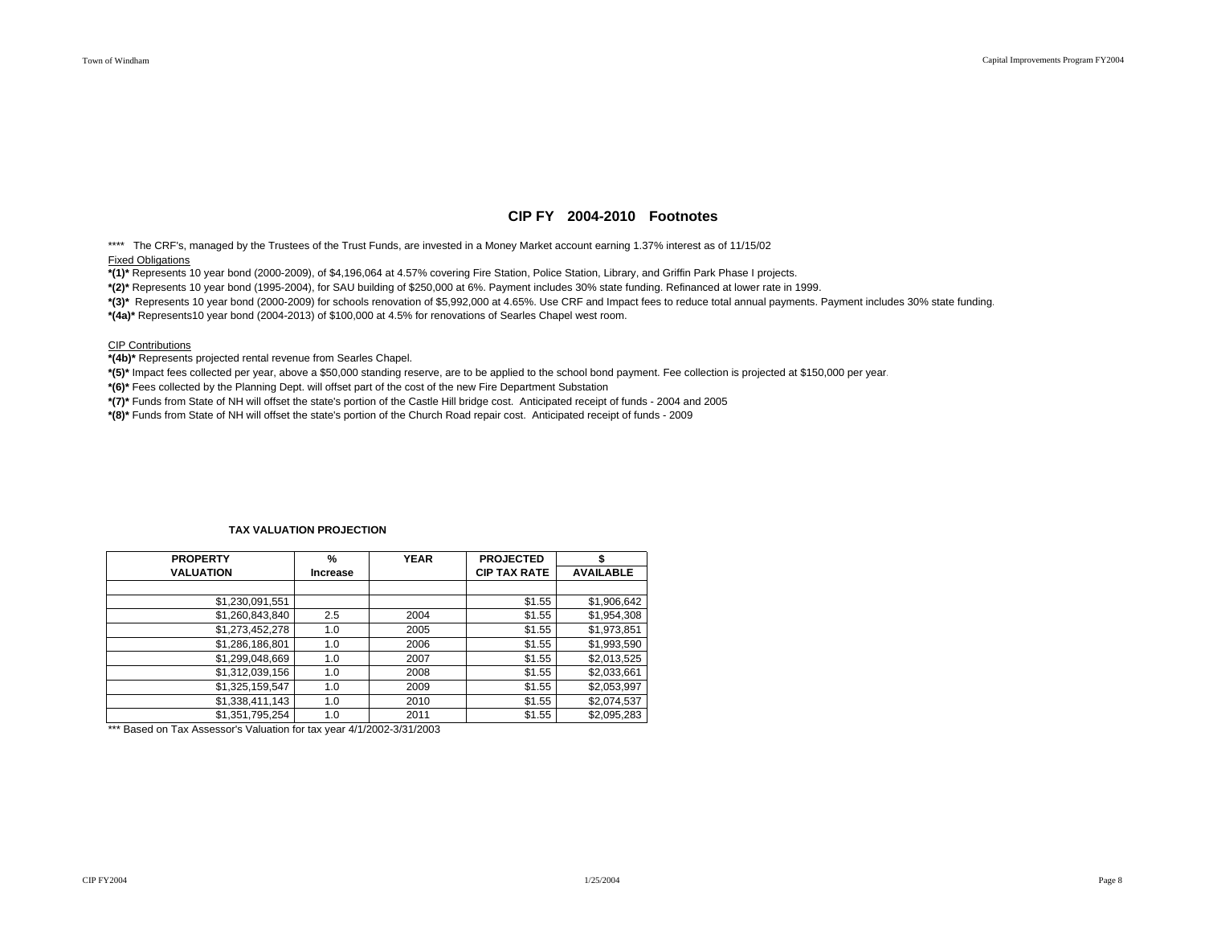## CIP FY 2004-2010 Footnotes

**** The CRF's, managed by the Trustees of the Trust Funds, are invested in a Money Market account earning 1.37% interest as of 11/15/02

Fixed Obligations

**\*(1)\*** Represents 10 year bond (2000-2009), of $4,196,064 at 4.57% covering Fire Station, Police Station, Library, and Griffin Park Phase I projects.

**\*(2)\*** Represents 10 year bond (1995-2004), for SAU building of $250,000 at 6%. Payment includes 30% state funding. Refinanced at lower rate in 1999.

**\*(3)\*** Represents 10 year bond (2000-2009) for schools renovation of $5,992,000 at 4.65%. Use CRF and Impact fees to reduce total annual payments. Payment includes 30% state funding.

**\*(4a)\*** Represents10 year bond (2004-2013) of $100,000 at 4.5% for renovations of Searles Chapel west room.

CIP Contributions

**\*(4b)\*** Represents projected rental revenue from Searles Chapel.

**\*(5)\*** Impact fees collected per year, above a $50,000 standing reserve, are to be applied to the school bond payment. Fee collection is projected at $150,000 per year.

**\*(6)\*** Fees collected by the Planning Dept. will offset part of the cost of the new Fire Department Substation

**\*(7)\*** Funds from State of NH will offset the state's portion of the Castle Hill bridge cost. Anticipated receipt of funds - 2004 and 2005

**\*(8)\*** Funds from State of NH will offset the state's portion of the Church Road repair cost. Anticipated receipt of funds - 2009

**TAX VALUATION PROJECTION**

| PROPERTY VALUATION | % Increase | YEAR | PROJECTED CIP TAX RATE | $ AVAILABLE |
|---|---|---|---|---|
| | | | | |
| $1,230,091,551 | | | $1.55 | $1,906,642 |
| $1,260,843,840 | 2.5 | 2004 | $1.55 | $1,954,308 |
| $1,273,452,278 | 1.0 | 2005 | $1.55 | $1,973,851 |
| $1,286,186,801 | 1.0 | 2006 | $1.55 | $1,993,590 |
| $1,299,048,669 | 1.0 | 2007 | $1.55 | $2,013,525 |
| $1,312,039,156 | 1.0 | 2008 | $1.55 | $2,033,661 |
| $1,325,159,547 | 1.0 | 2009 | $1.55 | $2,053,997 |
| $1,338,411,143 | 1.0 | 2010 | $1.55 | $2,074,537 |
| $1,351,795,254 | 1.0 | 2011 | $1.55 | $2,095,283 |

*** Based on Tax Assessor's Valuation for tax year 4/1/2002-3/31/2003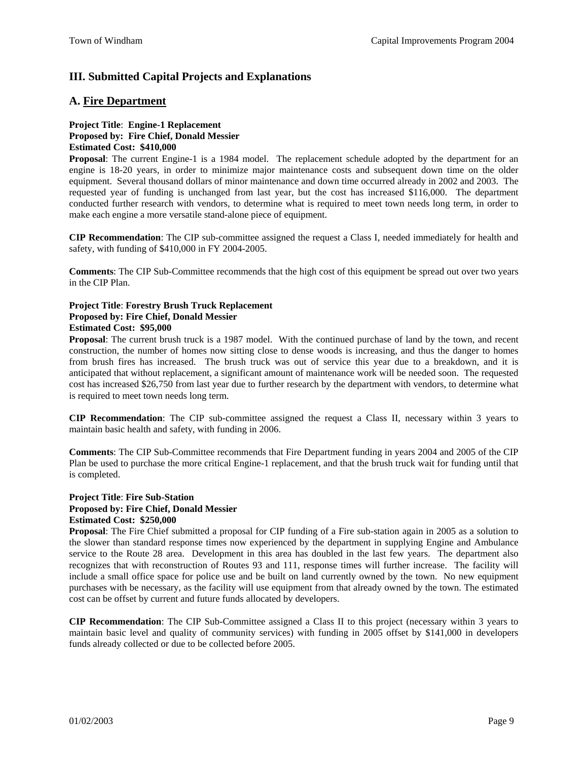## III. Submitted Capital Projects and Explanations

## A. Fire Department

**Project Title**: **Engine-1 Replacement**
**Proposed by: Fire Chief, Donald Messier**
**Estimated Cost: $410,000**

**Proposal**: The current Engine-1 is a 1984 model. The replacement schedule adopted by the department for an engine is 18-20 years, in order to minimize major maintenance costs and subsequent down time on the older equipment. Several thousand dollars of minor maintenance and down time occurred already in 2002 and 2003. The requested year of funding is unchanged from last year, but the cost has increased $116,000. The department conducted further research with vendors, to determine what is required to meet town needs long term, in order to make each engine a more versatile stand-alone piece of equipment.

**CIP Recommendation**: The CIP sub-committee assigned the request a Class I, needed immediately for health and safety, with funding of $410,000 in FY 2004-2005.

**Comments**: The CIP Sub-Committee recommends that the high cost of this equipment be spread out over two years in the CIP Plan.

**Project Title**: **Forestry Brush Truck Replacement**
**Proposed by: Fire Chief, Donald Messier**
**Estimated Cost: $95,000**

**Proposal**: The current brush truck is a 1987 model. With the continued purchase of land by the town, and recent construction, the number of homes now sitting close to dense woods is increasing, and thus the danger to homes from brush fires has increased. The brush truck was out of service this year due to a breakdown, and it is anticipated that without replacement, a significant amount of maintenance work will be needed soon. The requested cost has increased $26,750 from last year due to further research by the department with vendors, to determine what is required to meet town needs long term.

**CIP Recommendation**: The CIP sub-committee assigned the request a Class II, necessary within 3 years to maintain basic health and safety, with funding in 2006.

**Comments**: The CIP Sub-Committee recommends that Fire Department funding in years 2004 and 2005 of the CIP Plan be used to purchase the more critical Engine-1 replacement, and that the brush truck wait for funding until that is completed.

**Project Title**: **Fire Sub-Station**
**Proposed by: Fire Chief, Donald Messier**
**Estimated Cost: $250,000**

**Proposal**: The Fire Chief submitted a proposal for CIP funding of a Fire sub-station again in 2005 as a solution to the slower than standard response times now experienced by the department in supplying Engine and Ambulance service to the Route 28 area. Development in this area has doubled in the last few years. The department also recognizes that with reconstruction of Routes 93 and 111, response times will further increase. The facility will include a small office space for police use and be built on land currently owned by the town. No new equipment purchases with be necessary, as the facility will use equipment from that already owned by the town. The estimated cost can be offset by current and future funds allocated by developers.

**CIP Recommendation**: The CIP Sub-Committee assigned a Class II to this project (necessary within 3 years to maintain basic level and quality of community services) with funding in 2005 offset by $141,000 in developers funds already collected or due to be collected before 2005.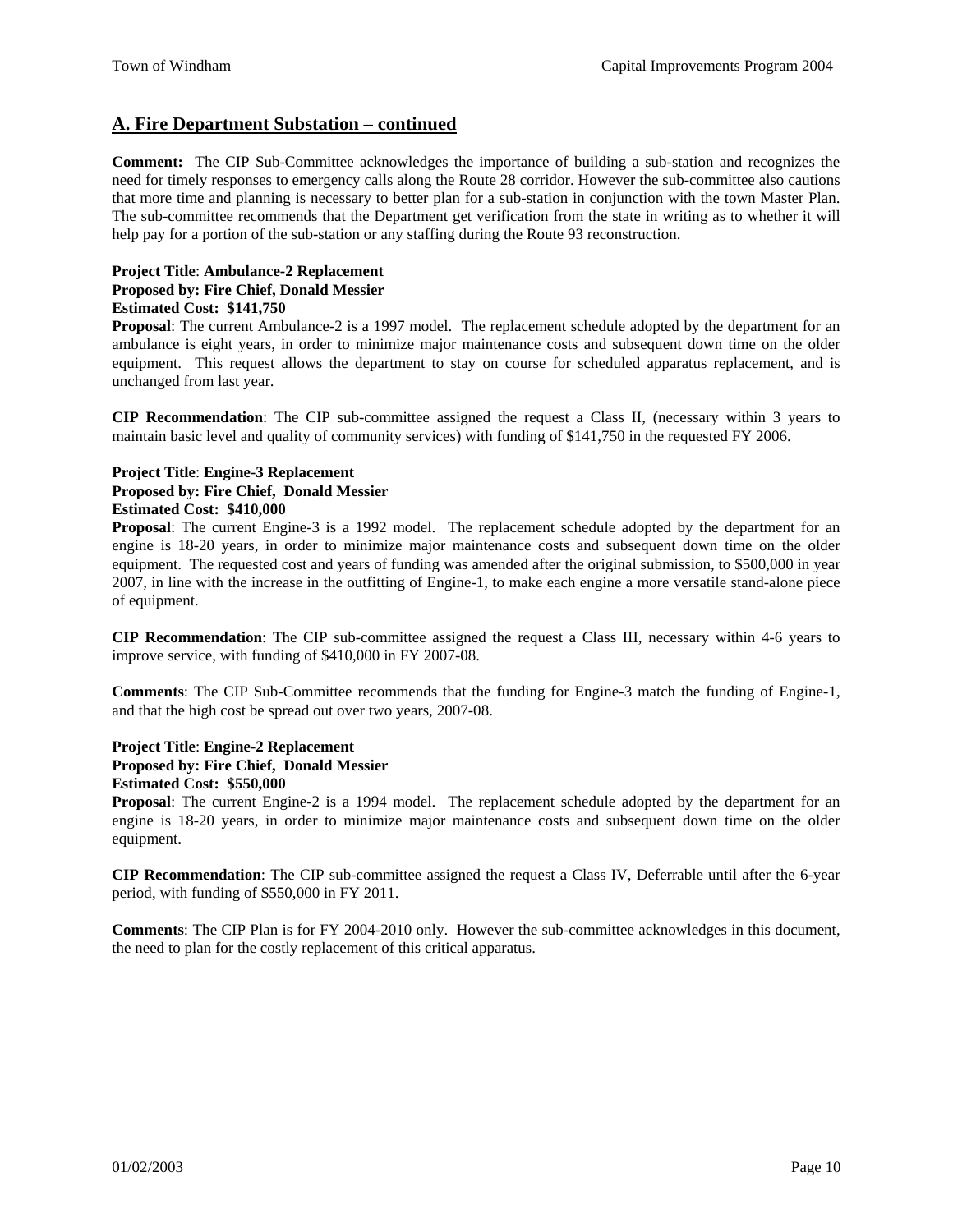## A. Fire Department Substation – continued

**Comment:** The CIP Sub-Committee acknowledges the importance of building a sub-station and recognizes the need for timely responses to emergency calls along the Route 28 corridor. However the sub-committee also cautions that more time and planning is necessary to better plan for a sub-station in conjunction with the town Master Plan. The sub-committee recommends that the Department get verification from the state in writing as to whether it will help pay for a portion of the sub-station or any staffing during the Route 93 reconstruction.

**Project Title**: **Ambulance-2 Replacement**
**Proposed by: Fire Chief, Donald Messier**
**Estimated Cost: $141,750**
**Proposal**: The current Ambulance-2 is a 1997 model. The replacement schedule adopted by the department for an ambulance is eight years, in order to minimize major maintenance costs and subsequent down time on the older equipment. This request allows the department to stay on course for scheduled apparatus replacement, and is unchanged from last year.

**CIP Recommendation**: The CIP sub-committee assigned the request a Class II, (necessary within 3 years to maintain basic level and quality of community services) with funding of $141,750 in the requested FY 2006.

**Project Title**: **Engine-3 Replacement**
**Proposed by: Fire Chief, Donald Messier**
**Estimated Cost: $410,000**
**Proposal**: The current Engine-3 is a 1992 model. The replacement schedule adopted by the department for an engine is 18-20 years, in order to minimize major maintenance costs and subsequent down time on the older equipment. The requested cost and years of funding was amended after the original submission, to $500,000 in year 2007, in line with the increase in the outfitting of Engine-1, to make each engine a more versatile stand-alone piece of equipment.

**CIP Recommendation**: The CIP sub-committee assigned the request a Class III, necessary within 4-6 years to improve service, with funding of $410,000 in FY 2007-08.

**Comments**: The CIP Sub-Committee recommends that the funding for Engine-3 match the funding of Engine-1, and that the high cost be spread out over two years, 2007-08.

**Project Title**: **Engine-2 Replacement**
**Proposed by: Fire Chief, Donald Messier**
**Estimated Cost: $550,000**
**Proposal**: The current Engine-2 is a 1994 model. The replacement schedule adopted by the department for an engine is 18-20 years, in order to minimize major maintenance costs and subsequent down time on the older equipment.

**CIP Recommendation**: The CIP sub-committee assigned the request a Class IV, Deferrable until after the 6-year period, with funding of $550,000 in FY 2011.

**Comments**: The CIP Plan is for FY 2004-2010 only. However the sub-committee acknowledges in this document, the need to plan for the costly replacement of this critical apparatus.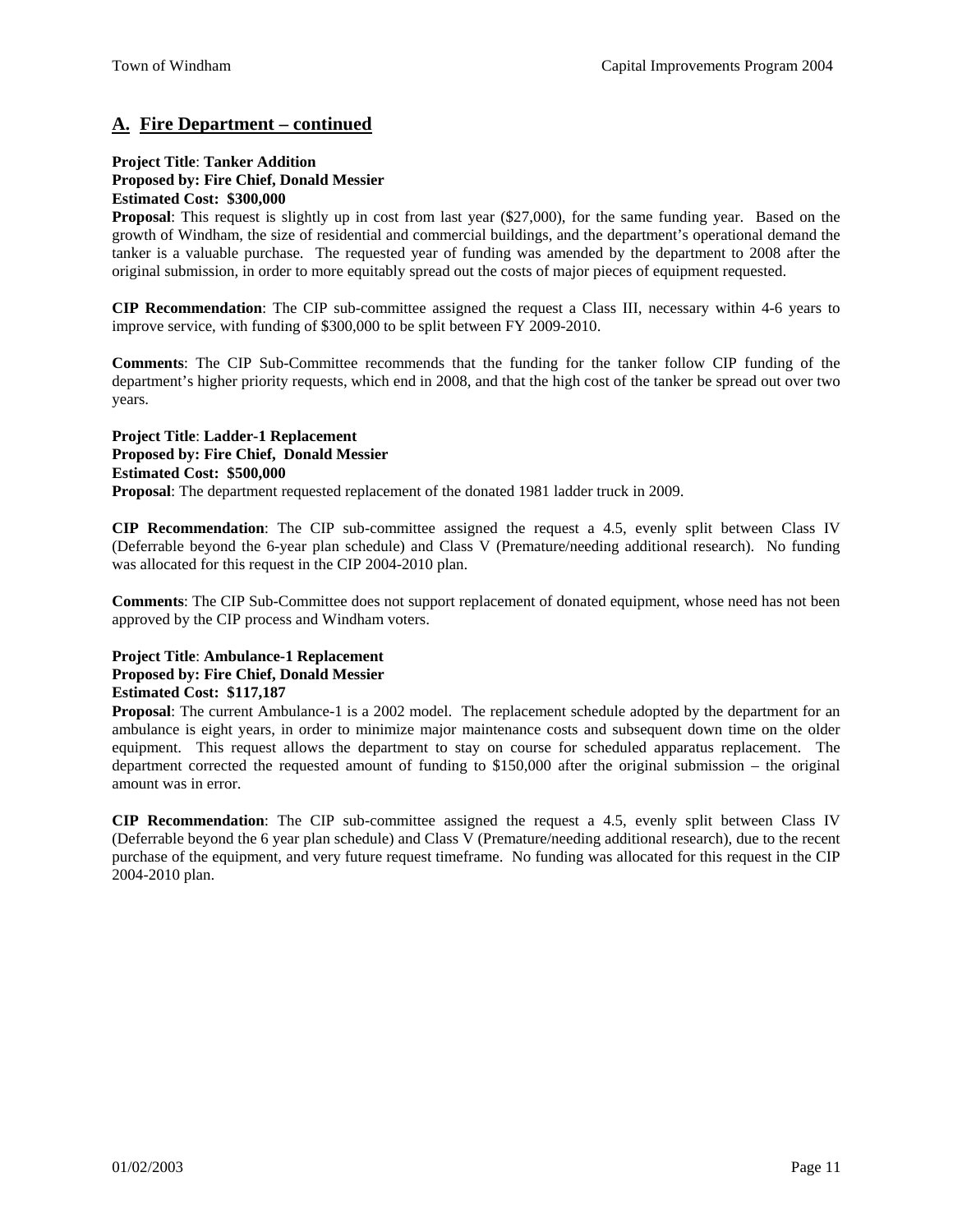## A. Fire Department – continued

**Project Title**: **Tanker Addition**
**Proposed by: Fire Chief, Donald Messier**
**Estimated Cost: $300,000**
**Proposal**: This request is slightly up in cost from last year ($27,000), for the same funding year. Based on the growth of Windham, the size of residential and commercial buildings, and the department's operational demand the tanker is a valuable purchase. The requested year of funding was amended by the department to 2008 after the original submission, in order to more equitably spread out the costs of major pieces of equipment requested.

**CIP Recommendation**: The CIP sub-committee assigned the request a Class III, necessary within 4-6 years to improve service, with funding of $300,000 to be split between FY 2009-2010.

**Comments**: The CIP Sub-Committee recommends that the funding for the tanker follow CIP funding of the department's higher priority requests, which end in 2008, and that the high cost of the tanker be spread out over two years.

**Project Title**: **Ladder-1 Replacement**
**Proposed by: Fire Chief, Donald Messier**
**Estimated Cost: $500,000**
**Proposal**: The department requested replacement of the donated 1981 ladder truck in 2009.

**CIP Recommendation**: The CIP sub-committee assigned the request a 4.5, evenly split between Class IV (Deferrable beyond the 6-year plan schedule) and Class V (Premature/needing additional research). No funding was allocated for this request in the CIP 2004-2010 plan.

**Comments**: The CIP Sub-Committee does not support replacement of donated equipment, whose need has not been approved by the CIP process and Windham voters.

**Project Title**: **Ambulance-1 Replacement**
**Proposed by: Fire Chief, Donald Messier**
**Estimated Cost: $117,187**
**Proposal**: The current Ambulance-1 is a 2002 model. The replacement schedule adopted by the department for an ambulance is eight years, in order to minimize major maintenance costs and subsequent down time on the older equipment. This request allows the department to stay on course for scheduled apparatus replacement. The department corrected the requested amount of funding to $150,000 after the original submission – the original amount was in error.

**CIP Recommendation**: The CIP sub-committee assigned the request a 4.5, evenly split between Class IV (Deferrable beyond the 6 year plan schedule) and Class V (Premature/needing additional research), due to the recent purchase of the equipment, and very future request timeframe. No funding was allocated for this request in the CIP 2004-2010 plan.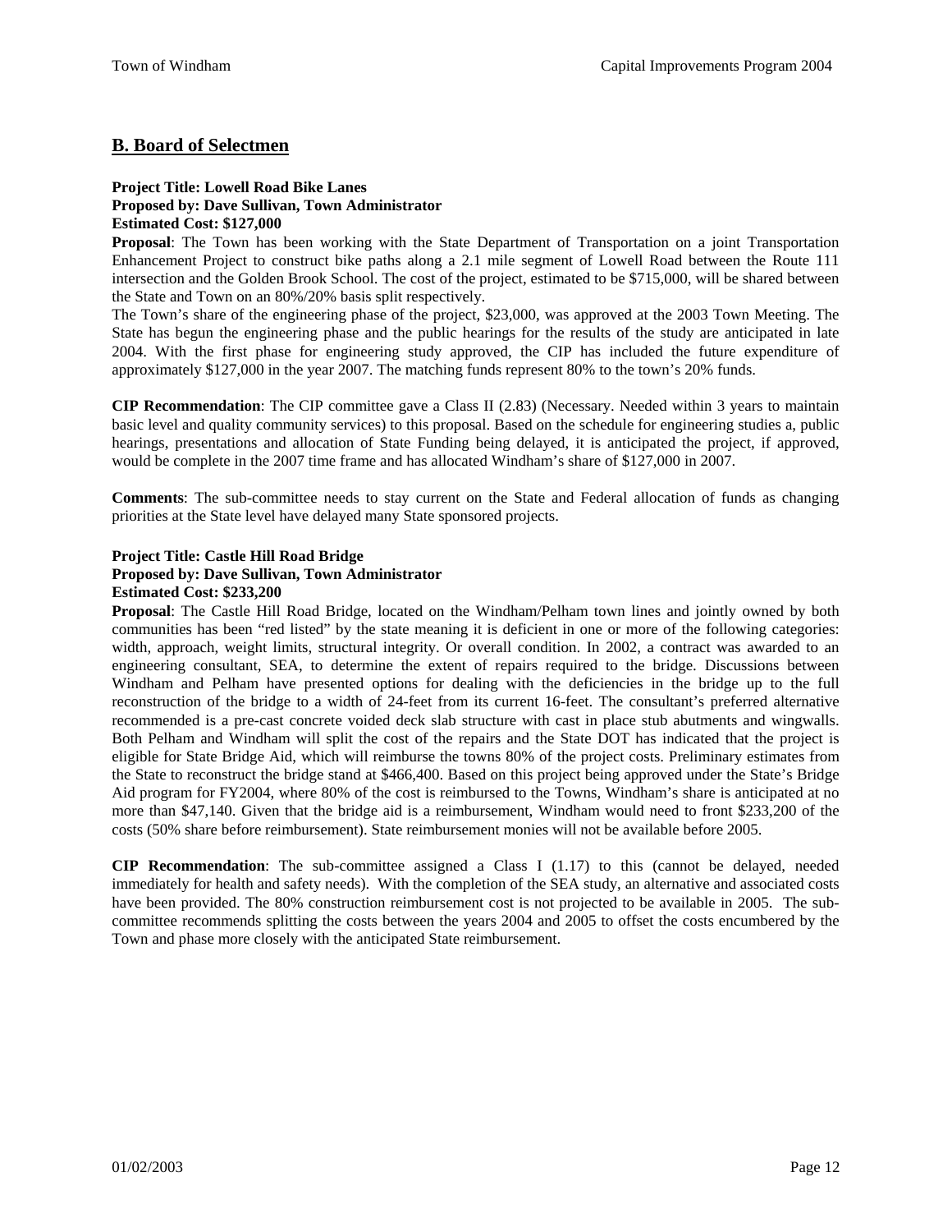## B. Board of Selectmen

**Project Title: Lowell Road Bike Lanes**
**Proposed by: Dave Sullivan, Town Administrator**
**Estimated Cost: $127,000**

**Proposal**: The Town has been working with the State Department of Transportation on a joint Transportation Enhancement Project to construct bike paths along a 2.1 mile segment of Lowell Road between the Route 111 intersection and the Golden Brook School. The cost of the project, estimated to be $715,000, will be shared between the State and Town on an 80%/20% basis split respectively.

The Town's share of the engineering phase of the project, $23,000, was approved at the 2003 Town Meeting. The State has begun the engineering phase and the public hearings for the results of the study are anticipated in late 2004. With the first phase for engineering study approved, the CIP has included the future expenditure of approximately $127,000 in the year 2007. The matching funds represent 80% to the town's 20% funds.

**CIP Recommendation**: The CIP committee gave a Class II (2.83) (Necessary. Needed within 3 years to maintain basic level and quality community services) to this proposal. Based on the schedule for engineering studies a, public hearings, presentations and allocation of State Funding being delayed, it is anticipated the project, if approved, would be complete in the 2007 time frame and has allocated Windham's share of $127,000 in 2007.

**Comments**: The sub-committee needs to stay current on the State and Federal allocation of funds as changing priorities at the State level have delayed many State sponsored projects.

**Project Title: Castle Hill Road Bridge**
**Proposed by: Dave Sullivan, Town Administrator**
**Estimated Cost: $233,200**

**Proposal**: The Castle Hill Road Bridge, located on the Windham/Pelham town lines and jointly owned by both communities has been "red listed" by the state meaning it is deficient in one or more of the following categories: width, approach, weight limits, structural integrity. Or overall condition. In 2002, a contract was awarded to an engineering consultant, SEA, to determine the extent of repairs required to the bridge. Discussions between Windham and Pelham have presented options for dealing with the deficiencies in the bridge up to the full reconstruction of the bridge to a width of 24-feet from its current 16-feet. The consultant's preferred alternative recommended is a pre-cast concrete voided deck slab structure with cast in place stub abutments and wingwalls. Both Pelham and Windham will split the cost of the repairs and the State DOT has indicated that the project is eligible for State Bridge Aid, which will reimburse the towns 80% of the project costs. Preliminary estimates from the State to reconstruct the bridge stand at $466,400. Based on this project being approved under the State's Bridge Aid program for FY2004, where 80% of the cost is reimbursed to the Towns, Windham's share is anticipated at no more than $47,140. Given that the bridge aid is a reimbursement, Windham would need to front $233,200 of the costs (50% share before reimbursement). State reimbursement monies will not be available before 2005.

**CIP Recommendation**: The sub-committee assigned a Class I (1.17) to this (cannot be delayed, needed immediately for health and safety needs). With the completion of the SEA study, an alternative and associated costs have been provided. The 80% construction reimbursement cost is not projected to be available in 2005. The sub-committee recommends splitting the costs between the years 2004 and 2005 to offset the costs encumbered by the Town and phase more closely with the anticipated State reimbursement.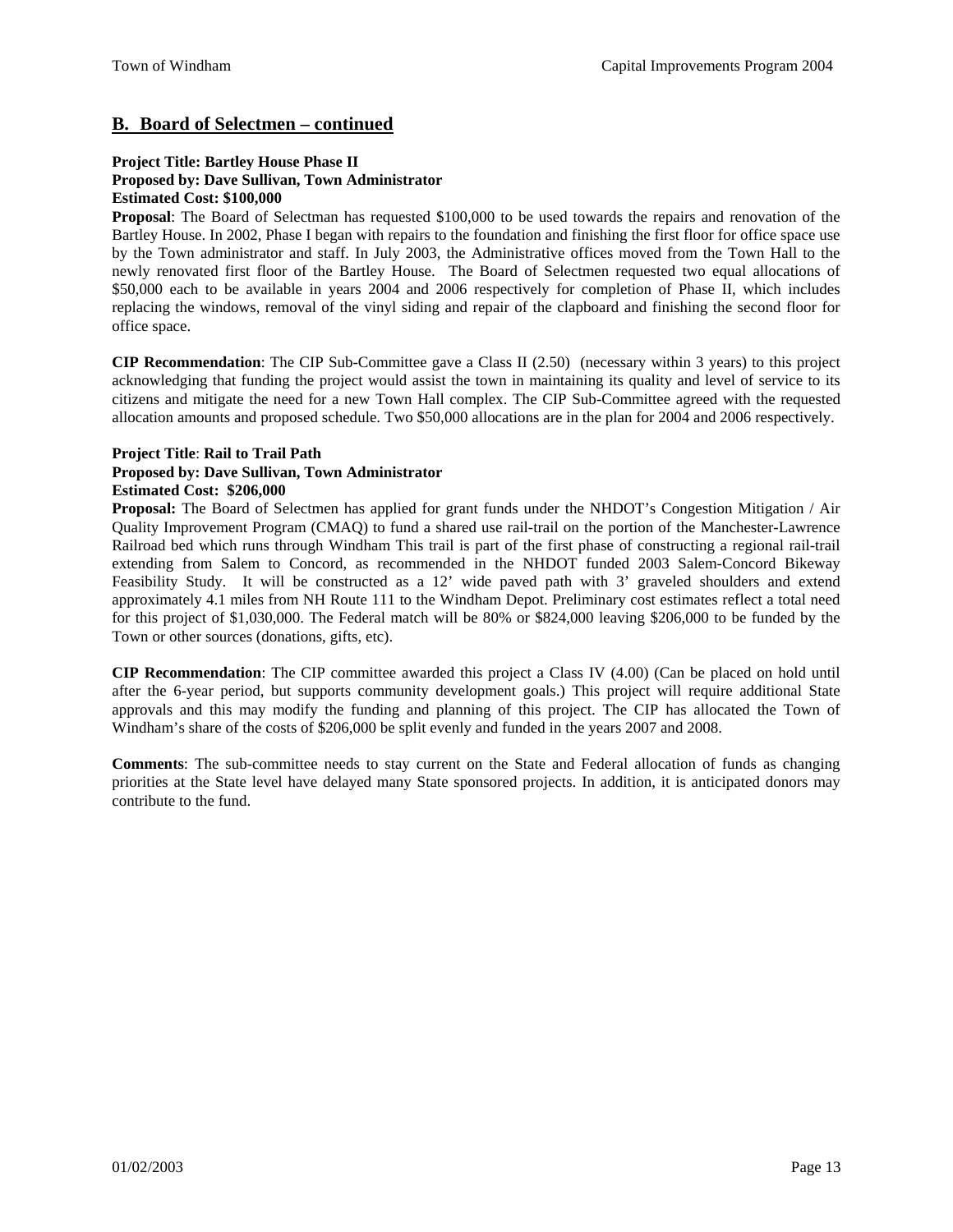## B. Board of Selectmen – continued

**Project Title: Bartley House Phase II**
**Proposed by: Dave Sullivan, Town Administrator**
**Estimated Cost: $100,000**

**Proposal**: The Board of Selectman has requested $100,000 to be used towards the repairs and renovation of the Bartley House. In 2002, Phase I began with repairs to the foundation and finishing the first floor for office space use by the Town administrator and staff. In July 2003, the Administrative offices moved from the Town Hall to the newly renovated first floor of the Bartley House. The Board of Selectmen requested two equal allocations of $50,000 each to be available in years 2004 and 2006 respectively for completion of Phase II, which includes replacing the windows, removal of the vinyl siding and repair of the clapboard and finishing the second floor for office space.

**CIP Recommendation**: The CIP Sub-Committee gave a Class II (2.50) (necessary within 3 years) to this project acknowledging that funding the project would assist the town in maintaining its quality and level of service to its citizens and mitigate the need for a new Town Hall complex. The CIP Sub-Committee agreed with the requested allocation amounts and proposed schedule. Two $50,000 allocations are in the plan for 2004 and 2006 respectively.

**Project Title**: **Rail to Trail Path**
**Proposed by: Dave Sullivan, Town Administrator**
**Estimated Cost: $206,000**

**Proposal:** The Board of Selectmen has applied for grant funds under the NHDOT's Congestion Mitigation / Air Quality Improvement Program (CMAQ) to fund a shared use rail-trail on the portion of the Manchester-Lawrence Railroad bed which runs through Windham This trail is part of the first phase of constructing a regional rail-trail extending from Salem to Concord, as recommended in the NHDOT funded 2003 Salem-Concord Bikeway Feasibility Study. It will be constructed as a 12' wide paved path with 3' graveled shoulders and extend approximately 4.1 miles from NH Route 111 to the Windham Depot. Preliminary cost estimates reflect a total need for this project of $1,030,000. The Federal match will be 80% or $824,000 leaving $206,000 to be funded by the Town or other sources (donations, gifts, etc).

**CIP Recommendation**: The CIP committee awarded this project a Class IV (4.00) (Can be placed on hold until after the 6-year period, but supports community development goals.) This project will require additional State approvals and this may modify the funding and planning of this project. The CIP has allocated the Town of Windham's share of the costs of $206,000 be split evenly and funded in the years 2007 and 2008.

**Comments**: The sub-committee needs to stay current on the State and Federal allocation of funds as changing priorities at the State level have delayed many State sponsored projects. In addition, it is anticipated donors may contribute to the fund.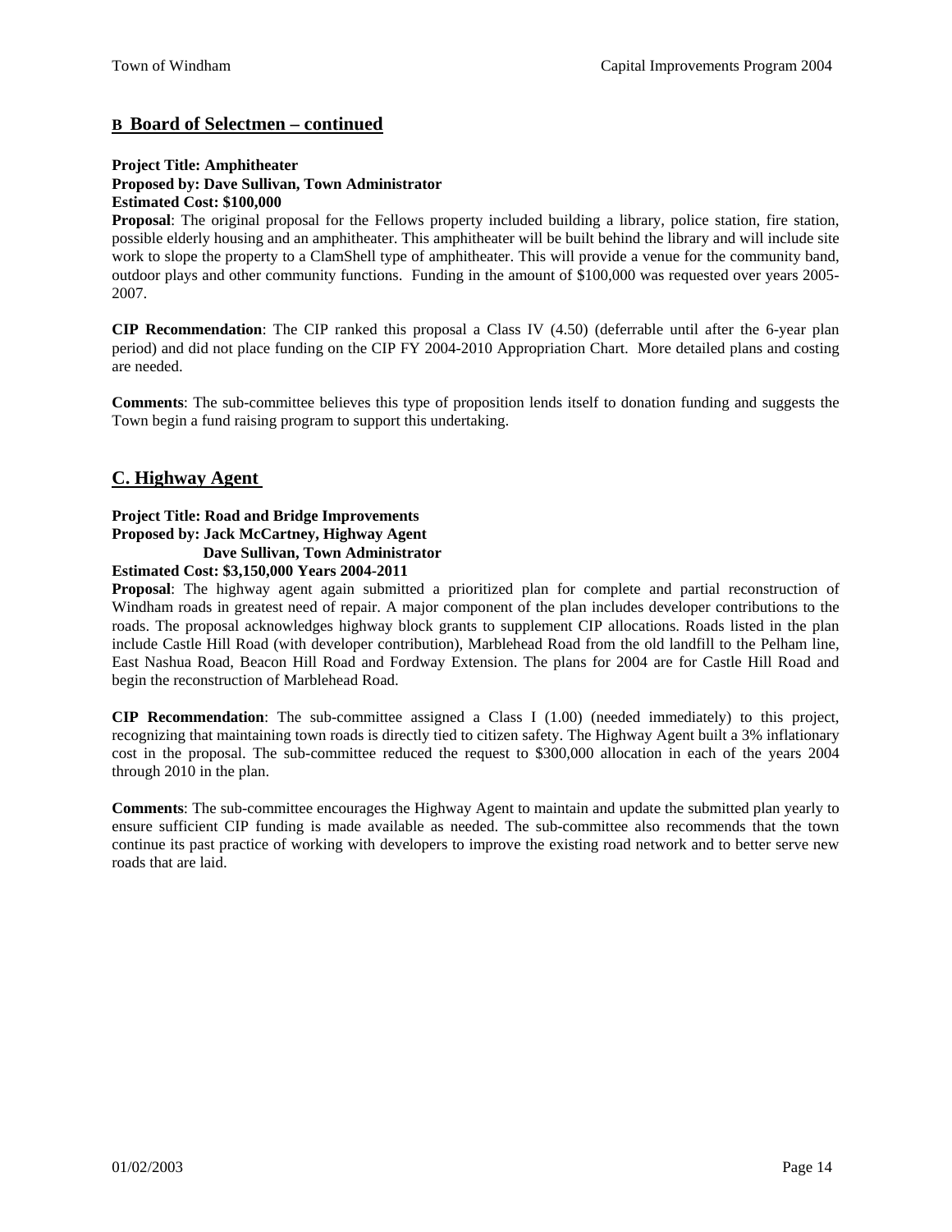## B Board of Selectmen – continued

**Project Title: Amphitheater**
**Proposed by: Dave Sullivan, Town Administrator**
**Estimated Cost: $100,000**

**Proposal**: The original proposal for the Fellows property included building a library, police station, fire station, possible elderly housing and an amphitheater. This amphitheater will be built behind the library and will include site work to slope the property to a ClamShell type of amphitheater. This will provide a venue for the community band, outdoor plays and other community functions. Funding in the amount of $100,000 was requested over years 2005-2007.

**CIP Recommendation**: The CIP ranked this proposal a Class IV (4.50) (deferrable until after the 6-year plan period) and did not place funding on the CIP FY 2004-2010 Appropriation Chart. More detailed plans and costing are needed.

**Comments**: The sub-committee believes this type of proposition lends itself to donation funding and suggests the Town begin a fund raising program to support this undertaking.

## C. Highway Agent

**Project Title: Road and Bridge Improvements**
**Proposed by: Jack McCartney, Highway Agent**
**Dave Sullivan, Town Administrator**
**Estimated Cost: $3,150,000 Years 2004-2011**

**Proposal**: The highway agent again submitted a prioritized plan for complete and partial reconstruction of Windham roads in greatest need of repair. A major component of the plan includes developer contributions to the roads. The proposal acknowledges highway block grants to supplement CIP allocations. Roads listed in the plan include Castle Hill Road (with developer contribution), Marblehead Road from the old landfill to the Pelham line, East Nashua Road, Beacon Hill Road and Fordway Extension. The plans for 2004 are for Castle Hill Road and begin the reconstruction of Marblehead Road.

**CIP Recommendation**: The sub-committee assigned a Class I (1.00) (needed immediately) to this project, recognizing that maintaining town roads is directly tied to citizen safety. The Highway Agent built a 3% inflationary cost in the proposal. The sub-committee reduced the request to $300,000 allocation in each of the years 2004 through 2010 in the plan.

**Comments**: The sub-committee encourages the Highway Agent to maintain and update the submitted plan yearly to ensure sufficient CIP funding is made available as needed. The sub-committee also recommends that the town continue its past practice of working with developers to improve the existing road network and to better serve new roads that are laid.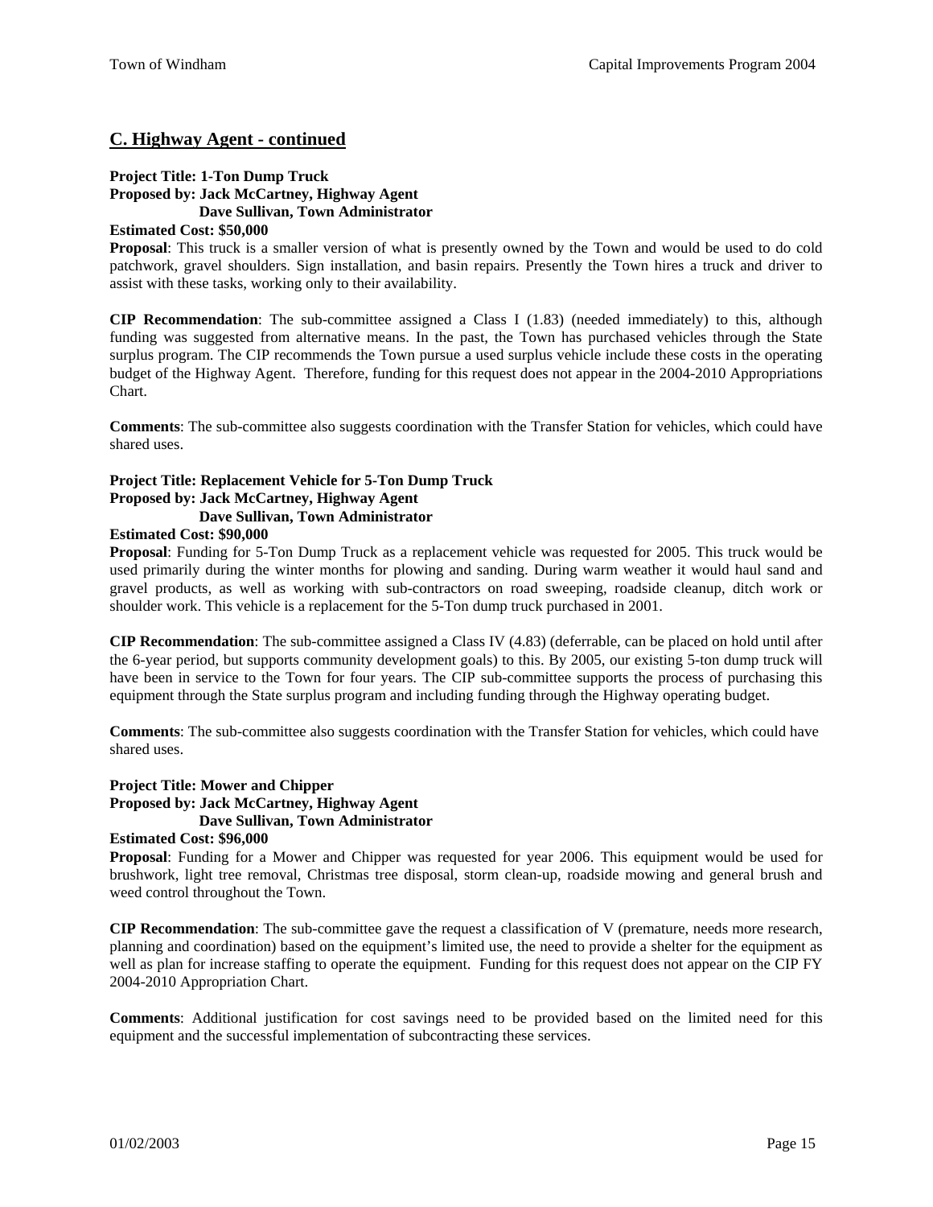## C. Highway Agent - continued

**Project Title: 1-Ton Dump Truck**
**Proposed by: Jack McCartney, Highway Agent**
**Dave Sullivan, Town Administrator**
**Estimated Cost: $50,000**

**Proposal**: This truck is a smaller version of what is presently owned by the Town and would be used to do cold patchwork, gravel shoulders. Sign installation, and basin repairs. Presently the Town hires a truck and driver to assist with these tasks, working only to their availability.

**CIP Recommendation**: The sub-committee assigned a Class I (1.83) (needed immediately) to this, although funding was suggested from alternative means. In the past, the Town has purchased vehicles through the State surplus program. The CIP recommends the Town pursue a used surplus vehicle include these costs in the operating budget of the Highway Agent. Therefore, funding for this request does not appear in the 2004-2010 Appropriations Chart.

**Comments**: The sub-committee also suggests coordination with the Transfer Station for vehicles, which could have shared uses.

**Project Title: Replacement Vehicle for 5-Ton Dump Truck**
**Proposed by: Jack McCartney, Highway Agent**
**Dave Sullivan, Town Administrator**
**Estimated Cost: $90,000**

**Proposal**: Funding for 5-Ton Dump Truck as a replacement vehicle was requested for 2005. This truck would be used primarily during the winter months for plowing and sanding. During warm weather it would haul sand and gravel products, as well as working with sub-contractors on road sweeping, roadside cleanup, ditch work or shoulder work. This vehicle is a replacement for the 5-Ton dump truck purchased in 2001.

**CIP Recommendation**: The sub-committee assigned a Class IV (4.83) (deferrable, can be placed on hold until after the 6-year period, but supports community development goals) to this. By 2005, our existing 5-ton dump truck will have been in service to the Town for four years. The CIP sub-committee supports the process of purchasing this equipment through the State surplus program and including funding through the Highway operating budget.

**Comments**: The sub-committee also suggests coordination with the Transfer Station for vehicles, which could have shared uses.

**Project Title: Mower and Chipper**
**Proposed by: Jack McCartney, Highway Agent**
**Dave Sullivan, Town Administrator**
**Estimated Cost: $96,000**

**Proposal**: Funding for a Mower and Chipper was requested for year 2006. This equipment would be used for brushwork, light tree removal, Christmas tree disposal, storm clean-up, roadside mowing and general brush and weed control throughout the Town.

**CIP Recommendation**: The sub-committee gave the request a classification of V (premature, needs more research, planning and coordination) based on the equipment's limited use, the need to provide a shelter for the equipment as well as plan for increase staffing to operate the equipment. Funding for this request does not appear on the CIP FY 2004-2010 Appropriation Chart.

**Comments**: Additional justification for cost savings need to be provided based on the limited need for this equipment and the successful implementation of subcontracting these services.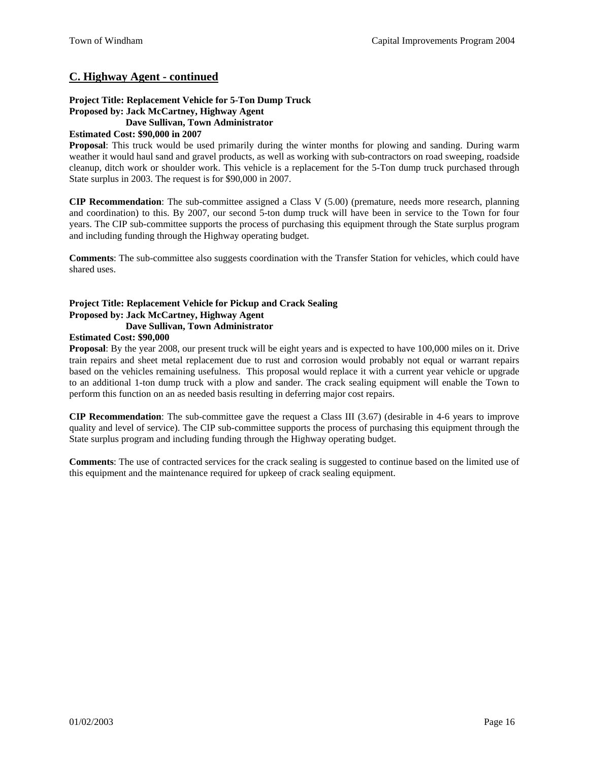## C. Highway Agent - continued

**Project Title: Replacement Vehicle for 5-Ton Dump Truck**
**Proposed by: Jack McCartney, Highway Agent**
**Dave Sullivan, Town Administrator**
**Estimated Cost: $90,000 in 2007**

**Proposal**: This truck would be used primarily during the winter months for plowing and sanding. During warm weather it would haul sand and gravel products, as well as working with sub-contractors on road sweeping, roadside cleanup, ditch work or shoulder work. This vehicle is a replacement for the 5-Ton dump truck purchased through State surplus in 2003. The request is for $90,000 in 2007.

**CIP Recommendation**: The sub-committee assigned a Class V (5.00) (premature, needs more research, planning and coordination) to this. By 2007, our second 5-ton dump truck will have been in service to the Town for four years. The CIP sub-committee supports the process of purchasing this equipment through the State surplus program and including funding through the Highway operating budget.

**Comments**: The sub-committee also suggests coordination with the Transfer Station for vehicles, which could have shared uses.

**Project Title: Replacement Vehicle for Pickup and Crack Sealing**
**Proposed by: Jack McCartney, Highway Agent**
**Dave Sullivan, Town Administrator**
**Estimated Cost: $90,000**

**Proposal**: By the year 2008, our present truck will be eight years and is expected to have 100,000 miles on it. Drive train repairs and sheet metal replacement due to rust and corrosion would probably not equal or warrant repairs based on the vehicles remaining usefulness. This proposal would replace it with a current year vehicle or upgrade to an additional 1-ton dump truck with a plow and sander. The crack sealing equipment will enable the Town to perform this function on an as needed basis resulting in deferring major cost repairs.

**CIP Recommendation**: The sub-committee gave the request a Class III (3.67) (desirable in 4-6 years to improve quality and level of service). The CIP sub-committee supports the process of purchasing this equipment through the State surplus program and including funding through the Highway operating budget.

**Comments**: The use of contracted services for the crack sealing is suggested to continue based on the limited use of this equipment and the maintenance required for upkeep of crack sealing equipment.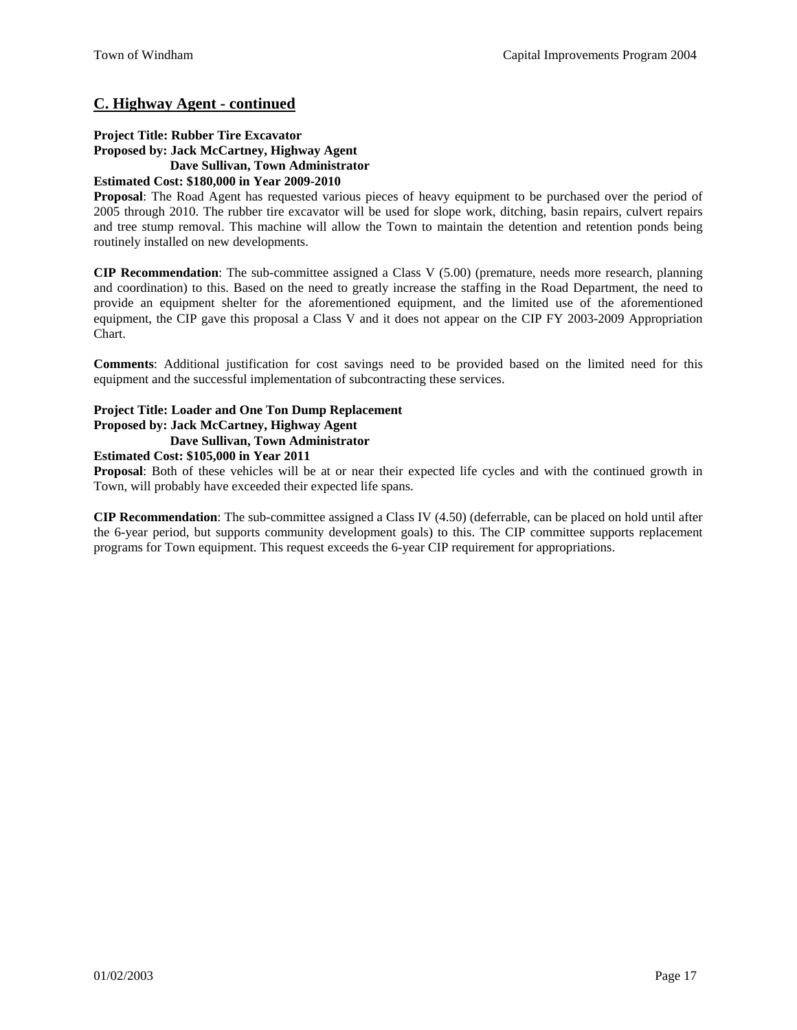## C. Highway Agent - continued

**Project Title: Rubber Tire Excavator**
**Proposed by: Jack McCartney, Highway Agent**
**Dave Sullivan, Town Administrator**
**Estimated Cost: $180,000 in Year 2009-2010**

**Proposal**: The Road Agent has requested various pieces of heavy equipment to be purchased over the period of 2005 through 2010. The rubber tire excavator will be used for slope work, ditching, basin repairs, culvert repairs and tree stump removal. This machine will allow the Town to maintain the detention and retention ponds being routinely installed on new developments.

**CIP Recommendation**: The sub-committee assigned a Class V (5.00) (premature, needs more research, planning and coordination) to this. Based on the need to greatly increase the staffing in the Road Department, the need to provide an equipment shelter for the aforementioned equipment, and the limited use of the aforementioned equipment, the CIP gave this proposal a Class V and it does not appear on the CIP FY 2003-2009 Appropriation Chart.

**Comments**: Additional justification for cost savings need to be provided based on the limited need for this equipment and the successful implementation of subcontracting these services.

**Project Title: Loader and One Ton Dump Replacement**
**Proposed by: Jack McCartney, Highway Agent**
**Dave Sullivan, Town Administrator**
**Estimated Cost: $105,000 in Year 2011**

**Proposal**: Both of these vehicles will be at or near their expected life cycles and with the continued growth in Town, will probably have exceeded their expected life spans.

**CIP Recommendation**: The sub-committee assigned a Class IV (4.50) (deferrable, can be placed on hold until after the 6-year period, but supports community development goals) to this. The CIP committee supports replacement programs for Town equipment. This request exceeds the 6-year CIP requirement for appropriations.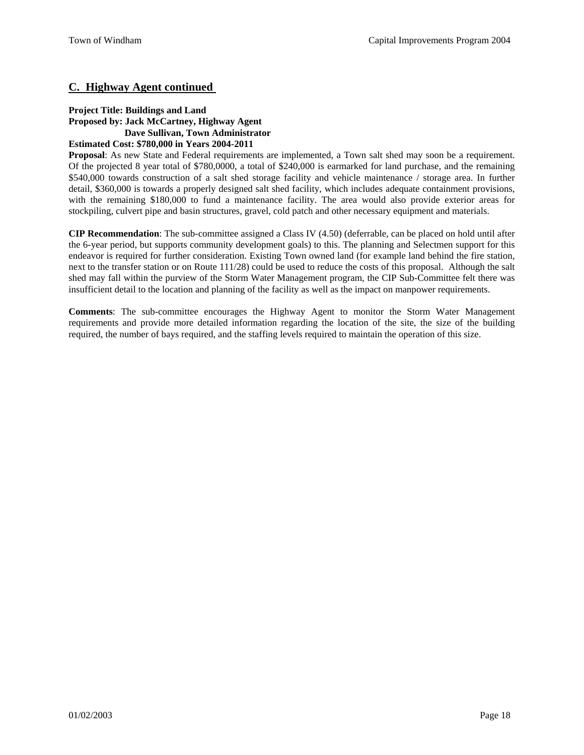## C. Highway Agent continued

**Project Title: Buildings and Land**
**Proposed by: Jack McCartney, Highway Agent**
**Dave Sullivan, Town Administrator**
**Estimated Cost: $780,000 in Years 2004-2011**

**Proposal**: As new State and Federal requirements are implemented, a Town salt shed may soon be a requirement. Of the projected 8 year total of $780,0000, a total of $240,000 is earmarked for land purchase, and the remaining $540,000 towards construction of a salt shed storage facility and vehicle maintenance / storage area. In further detail, $360,000 is towards a properly designed salt shed facility, which includes adequate containment provisions, with the remaining $180,000 to fund a maintenance facility. The area would also provide exterior areas for stockpiling, culvert pipe and basin structures, gravel, cold patch and other necessary equipment and materials.

**CIP Recommendation**: The sub-committee assigned a Class IV (4.50) (deferrable, can be placed on hold until after the 6-year period, but supports community development goals) to this. The planning and Selectmen support for this endeavor is required for further consideration. Existing Town owned land (for example land behind the fire station, next to the transfer station or on Route 111/28) could be used to reduce the costs of this proposal. Although the salt shed may fall within the purview of the Storm Water Management program, the CIP Sub-Committee felt there was insufficient detail to the location and planning of the facility as well as the impact on manpower requirements.

**Comments**: The sub-committee encourages the Highway Agent to monitor the Storm Water Management requirements and provide more detailed information regarding the location of the site, the size of the building required, the number of bays required, and the staffing levels required to maintain the operation of this size.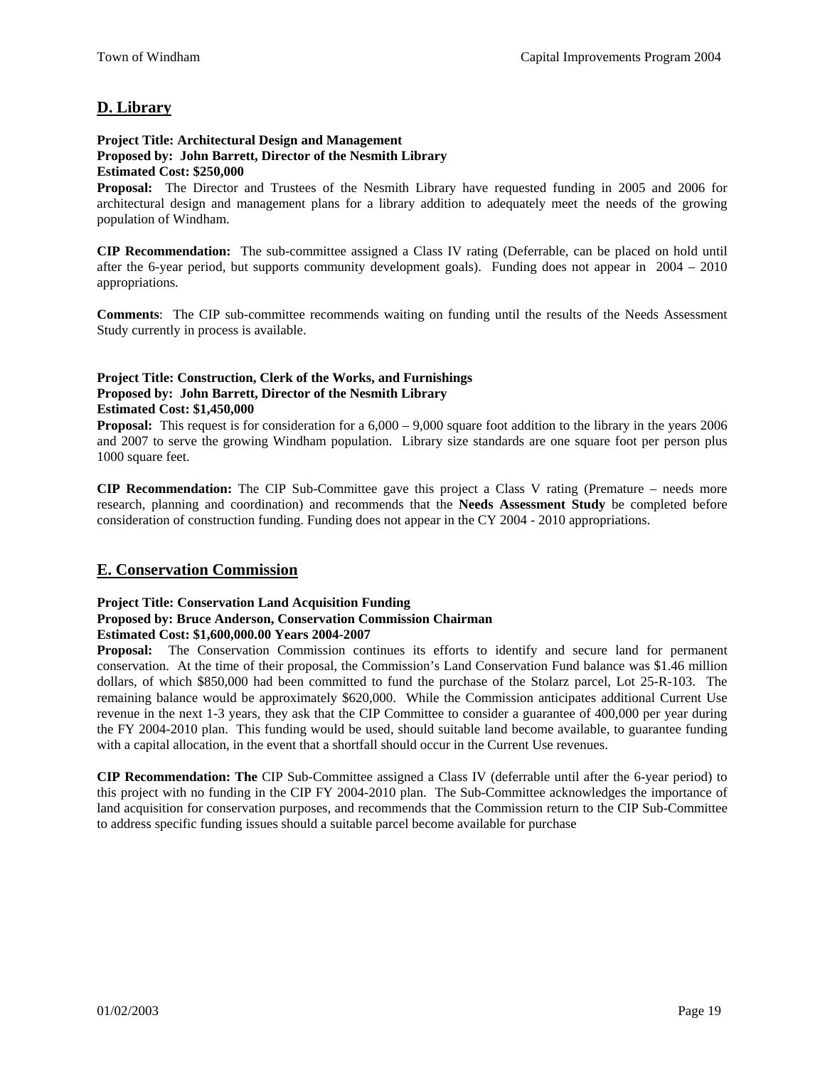## D. Library

**Project Title: Architectural Design and Management**
**Proposed by: John Barrett, Director of the Nesmith Library**
**Estimated Cost: $250,000**

**Proposal:** The Director and Trustees of the Nesmith Library have requested funding in 2005 and 2006 for architectural design and management plans for a library addition to adequately meet the needs of the growing population of Windham.

**CIP Recommendation:** The sub-committee assigned a Class IV rating (Deferrable, can be placed on hold until after the 6-year period, but supports community development goals). Funding does not appear in 2004 – 2010 appropriations.

**Comments**: The CIP sub-committee recommends waiting on funding until the results of the Needs Assessment Study currently in process is available.

**Project Title: Construction, Clerk of the Works, and Furnishings**
**Proposed by: John Barrett, Director of the Nesmith Library**
**Estimated Cost: $1,450,000**

**Proposal:** This request is for consideration for a 6,000 – 9,000 square foot addition to the library in the years 2006 and 2007 to serve the growing Windham population. Library size standards are one square foot per person plus 1000 square feet.

**CIP Recommendation:** The CIP Sub-Committee gave this project a Class V rating (Premature – needs more research, planning and coordination) and recommends that the **Needs Assessment Study** be completed before consideration of construction funding. Funding does not appear in the CY 2004 - 2010 appropriations.

## E. Conservation Commission

**Project Title: Conservation Land Acquisition Funding**
**Proposed by: Bruce Anderson, Conservation Commission Chairman**
**Estimated Cost: $1,600,000.00 Years 2004-2007**

**Proposal:** The Conservation Commission continues its efforts to identify and secure land for permanent conservation. At the time of their proposal, the Commission's Land Conservation Fund balance was $1.46 million dollars, of which $850,000 had been committed to fund the purchase of the Stolarz parcel, Lot 25-R-103. The remaining balance would be approximately $620,000. While the Commission anticipates additional Current Use revenue in the next 1-3 years, they ask that the CIP Committee to consider a guarantee of 400,000 per year during the FY 2004-2010 plan. This funding would be used, should suitable land become available, to guarantee funding with a capital allocation, in the event that a shortfall should occur in the Current Use revenues.

**CIP Recommendation: The** CIP Sub-Committee assigned a Class IV (deferrable until after the 6-year period) to this project with no funding in the CIP FY 2004-2010 plan. The Sub-Committee acknowledges the importance of land acquisition for conservation purposes, and recommends that the Commission return to the CIP Sub-Committee to address specific funding issues should a suitable parcel become available for purchase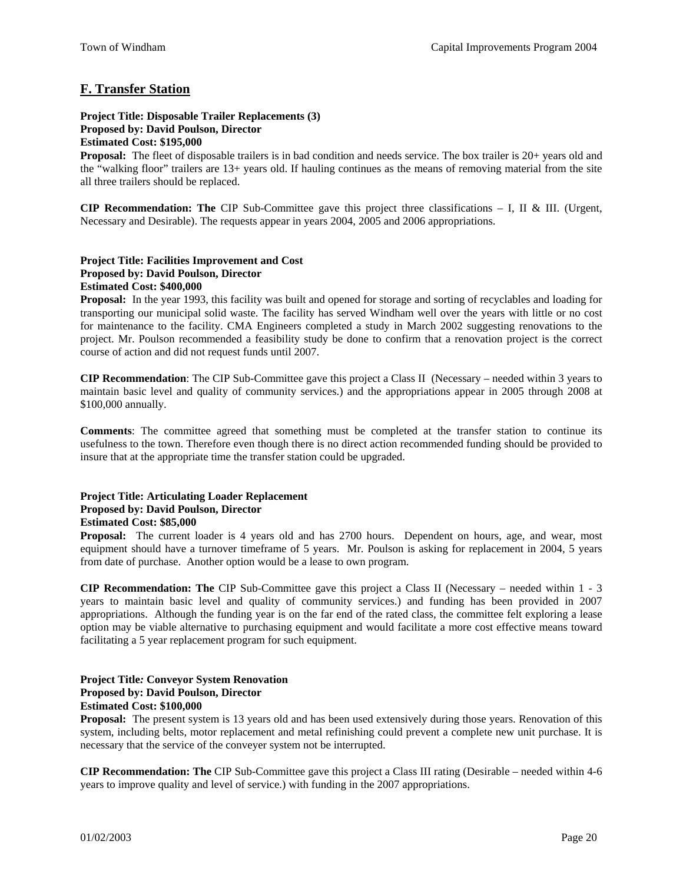## F. Transfer Station

**Project Title: Disposable Trailer Replacements (3)**
**Proposed by: David Poulson, Director**
**Estimated Cost: $195,000**

**Proposal:** The fleet of disposable trailers is in bad condition and needs service. The box trailer is 20+ years old and the "walking floor" trailers are 13+ years old. If hauling continues as the means of removing material from the site all three trailers should be replaced.

**CIP Recommendation: The** CIP Sub-Committee gave this project three classifications – I, II & III. (Urgent, Necessary and Desirable). The requests appear in years 2004, 2005 and 2006 appropriations.

**Project Title: Facilities Improvement and Cost**
**Proposed by: David Poulson, Director**
**Estimated Cost: $400,000**

**Proposal:** In the year 1993, this facility was built and opened for storage and sorting of recyclables and loading for transporting our municipal solid waste. The facility has served Windham well over the years with little or no cost for maintenance to the facility. CMA Engineers completed a study in March 2002 suggesting renovations to the project. Mr. Poulson recommended a feasibility study be done to confirm that a renovation project is the correct course of action and did not request funds until 2007.

**CIP Recommendation**: The CIP Sub-Committee gave this project a Class II (Necessary – needed within 3 years to maintain basic level and quality of community services.) and the appropriations appear in 2005 through 2008 at $100,000 annually.

**Comments**: The committee agreed that something must be completed at the transfer station to continue its usefulness to the town. Therefore even though there is no direct action recommended funding should be provided to insure that at the appropriate time the transfer station could be upgraded.

**Project Title: Articulating Loader Replacement**
**Proposed by: David Poulson, Director**
**Estimated Cost: $85,000**

**Proposal:** The current loader is 4 years old and has 2700 hours. Dependent on hours, age, and wear, most equipment should have a turnover timeframe of 5 years. Mr. Poulson is asking for replacement in 2004, 5 years from date of purchase. Another option would be a lease to own program.

**CIP Recommendation: The** CIP Sub-Committee gave this project a Class II (Necessary – needed within 1 - 3 years to maintain basic level and quality of community services.) and funding has been provided in 2007 appropriations. Although the funding year is on the far end of the rated class, the committee felt exploring a lease option may be viable alternative to purchasing equipment and would facilitate a more cost effective means toward facilitating a 5 year replacement program for such equipment.

**Project Title*:* Conveyor System Renovation**
**Proposed by: David Poulson, Director**
**Estimated Cost: $100,000**

**Proposal:** The present system is 13 years old and has been used extensively during those years. Renovation of this system, including belts, motor replacement and metal refinishing could prevent a complete new unit purchase. It is necessary that the service of the conveyer system not be interrupted.

**CIP Recommendation: The** CIP Sub-Committee gave this project a Class III rating (Desirable – needed within 4-6 years to improve quality and level of service.) with funding in the 2007 appropriations.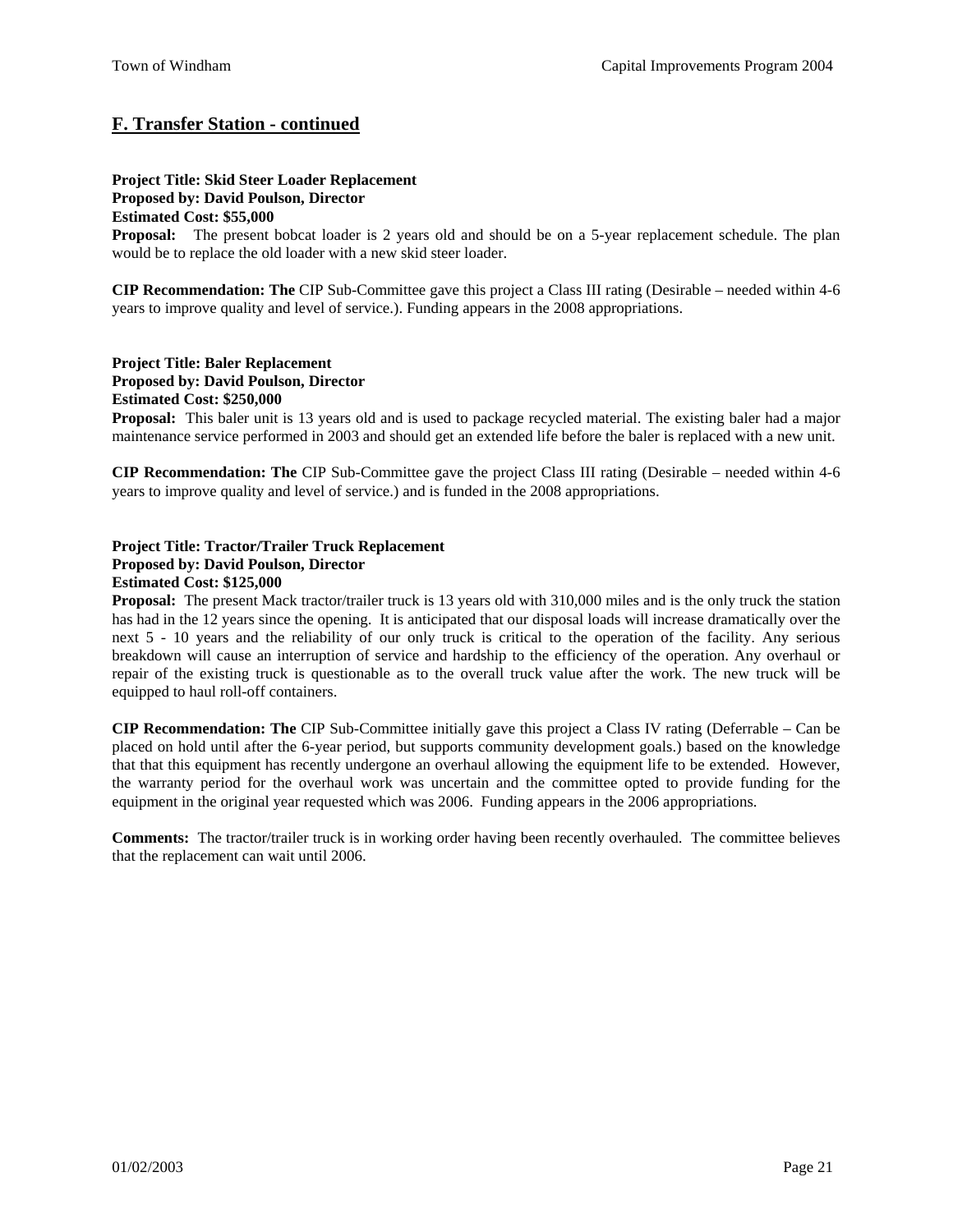## F. Transfer Station - continued

**Project Title: Skid Steer Loader Replacement**
**Proposed by: David Poulson, Director**
**Estimated Cost: $55,000**
**Proposal:** The present bobcat loader is 2 years old and should be on a 5-year replacement schedule. The plan would be to replace the old loader with a new skid steer loader.

**CIP Recommendation: The** CIP Sub-Committee gave this project a Class III rating (Desirable – needed within 4-6 years to improve quality and level of service.). Funding appears in the 2008 appropriations.

**Project Title: Baler Replacement**
**Proposed by: David Poulson, Director**
**Estimated Cost: $250,000**
**Proposal:** This baler unit is 13 years old and is used to package recycled material. The existing baler had a major maintenance service performed in 2003 and should get an extended life before the baler is replaced with a new unit.

**CIP Recommendation: The** CIP Sub-Committee gave the project Class III rating (Desirable – needed within 4-6 years to improve quality and level of service.) and is funded in the 2008 appropriations.

**Project Title: Tractor/Trailer Truck Replacement**
**Proposed by: David Poulson, Director**
**Estimated Cost: $125,000**
**Proposal:** The present Mack tractor/trailer truck is 13 years old with 310,000 miles and is the only truck the station has had in the 12 years since the opening. It is anticipated that our disposal loads will increase dramatically over the next 5 - 10 years and the reliability of our only truck is critical to the operation of the facility. Any serious breakdown will cause an interruption of service and hardship to the efficiency of the operation. Any overhaul or repair of the existing truck is questionable as to the overall truck value after the work. The new truck will be equipped to haul roll-off containers.

**CIP Recommendation: The** CIP Sub-Committee initially gave this project a Class IV rating (Deferrable – Can be placed on hold until after the 6-year period, but supports community development goals.) based on the knowledge that that this equipment has recently undergone an overhaul allowing the equipment life to be extended. However, the warranty period for the overhaul work was uncertain and the committee opted to provide funding for the equipment in the original year requested which was 2006. Funding appears in the 2006 appropriations.

**Comments:** The tractor/trailer truck is in working order having been recently overhauled. The committee believes that the replacement can wait until 2006.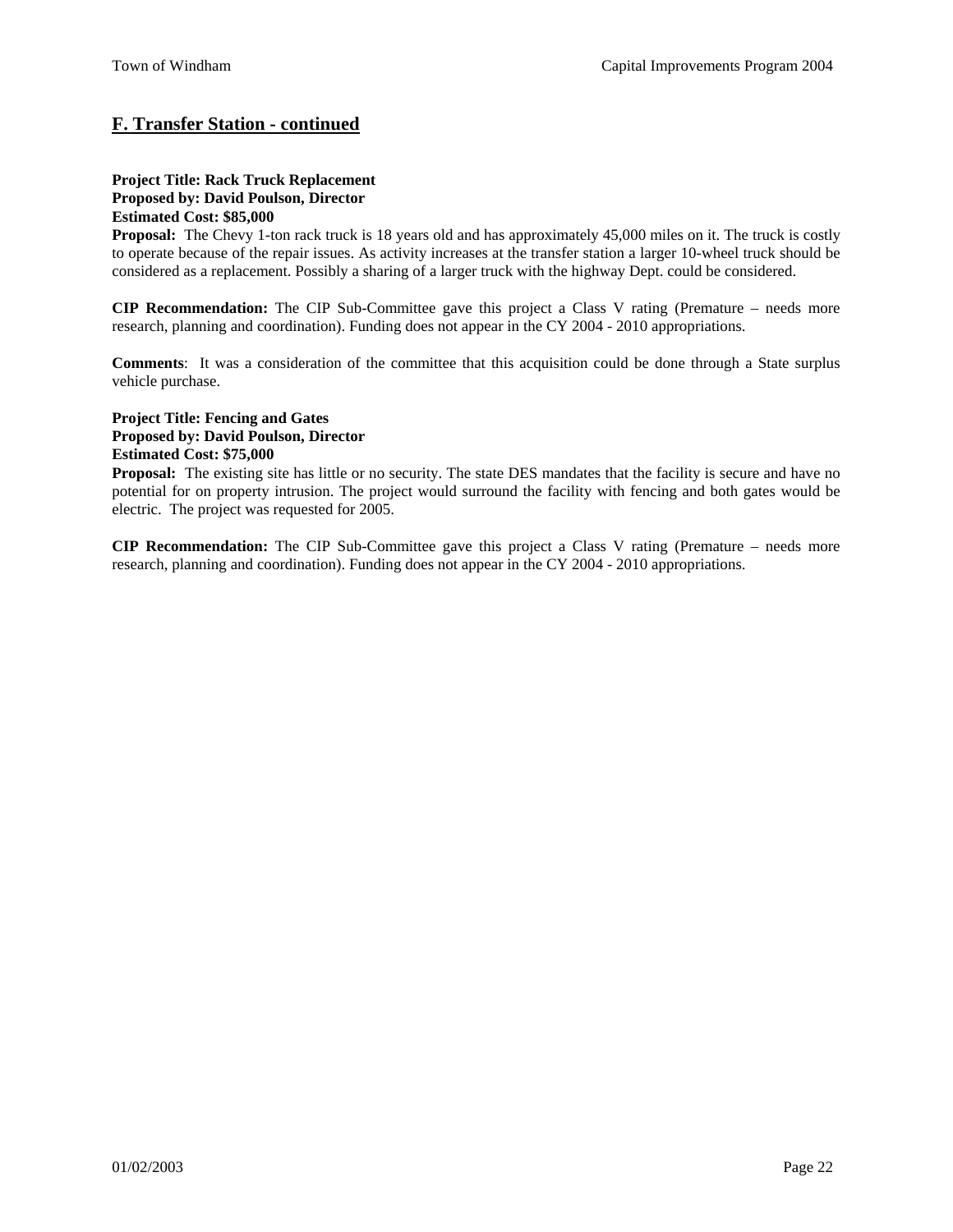## F. Transfer Station - continued

**Project Title: Rack Truck Replacement**
**Proposed by: David Poulson, Director**
**Estimated Cost: $85,000**
**Proposal:** The Chevy 1-ton rack truck is 18 years old and has approximately 45,000 miles on it. The truck is costly to operate because of the repair issues. As activity increases at the transfer station a larger 10-wheel truck should be considered as a replacement. Possibly a sharing of a larger truck with the highway Dept. could be considered.

**CIP Recommendation:** The CIP Sub-Committee gave this project a Class V rating (Premature – needs more research, planning and coordination). Funding does not appear in the CY 2004 - 2010 appropriations.

**Comments**: It was a consideration of the committee that this acquisition could be done through a State surplus vehicle purchase.

**Project Title: Fencing and Gates**
**Proposed by: David Poulson, Director**
**Estimated Cost: $75,000**
**Proposal:** The existing site has little or no security. The state DES mandates that the facility is secure and have no potential for on property intrusion. The project would surround the facility with fencing and both gates would be electric. The project was requested for 2005.

**CIP Recommendation:** The CIP Sub-Committee gave this project a Class V rating (Premature – needs more research, planning and coordination). Funding does not appear in the CY 2004 - 2010 appropriations.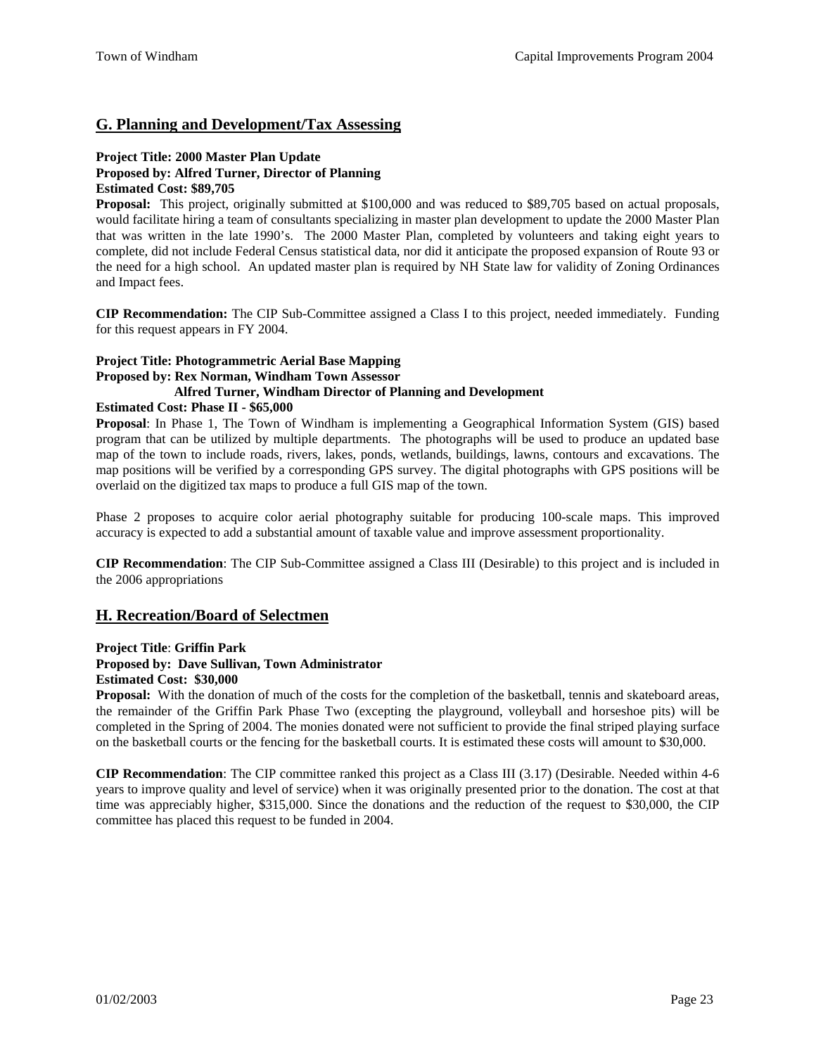## G. Planning and Development/Tax Assessing

**Project Title: 2000 Master Plan Update**
**Proposed by: Alfred Turner, Director of Planning**
**Estimated Cost: $89,705**

**Proposal:** This project, originally submitted at $100,000 and was reduced to $89,705 based on actual proposals, would facilitate hiring a team of consultants specializing in master plan development to update the 2000 Master Plan that was written in the late 1990's. The 2000 Master Plan, completed by volunteers and taking eight years to complete, did not include Federal Census statistical data, nor did it anticipate the proposed expansion of Route 93 or the need for a high school. An updated master plan is required by NH State law for validity of Zoning Ordinances and Impact fees.

**CIP Recommendation:** The CIP Sub-Committee assigned a Class I to this project, needed immediately. Funding for this request appears in FY 2004.

**Project Title: Photogrammetric Aerial Base Mapping**
**Proposed by: Rex Norman, Windham Town Assessor**
**Alfred Turner, Windham Director of Planning and Development**
**Estimated Cost: Phase II - $65,000**

**Proposal**: In Phase 1, The Town of Windham is implementing a Geographical Information System (GIS) based program that can be utilized by multiple departments. The photographs will be used to produce an updated base map of the town to include roads, rivers, lakes, ponds, wetlands, buildings, lawns, contours and excavations. The map positions will be verified by a corresponding GPS survey. The digital photographs with GPS positions will be overlaid on the digitized tax maps to produce a full GIS map of the town.

Phase 2 proposes to acquire color aerial photography suitable for producing 100-scale maps. This improved accuracy is expected to add a substantial amount of taxable value and improve assessment proportionality.

**CIP Recommendation**: The CIP Sub-Committee assigned a Class III (Desirable) to this project and is included in the 2006 appropriations

## H. Recreation/Board of Selectmen

**Project Title**: **Griffin Park**
**Proposed by: Dave Sullivan, Town Administrator**
**Estimated Cost: $30,000**

**Proposal:** With the donation of much of the costs for the completion of the basketball, tennis and skateboard areas, the remainder of the Griffin Park Phase Two (excepting the playground, volleyball and horseshoe pits) will be completed in the Spring of 2004. The monies donated were not sufficient to provide the final striped playing surface on the basketball courts or the fencing for the basketball courts. It is estimated these costs will amount to $30,000.

**CIP Recommendation**: The CIP committee ranked this project as a Class III (3.17) (Desirable. Needed within 4-6 years to improve quality and level of service) when it was originally presented prior to the donation. The cost at that time was appreciably higher, $315,000. Since the donations and the reduction of the request to $30,000, the CIP committee has placed this request to be funded in 2004.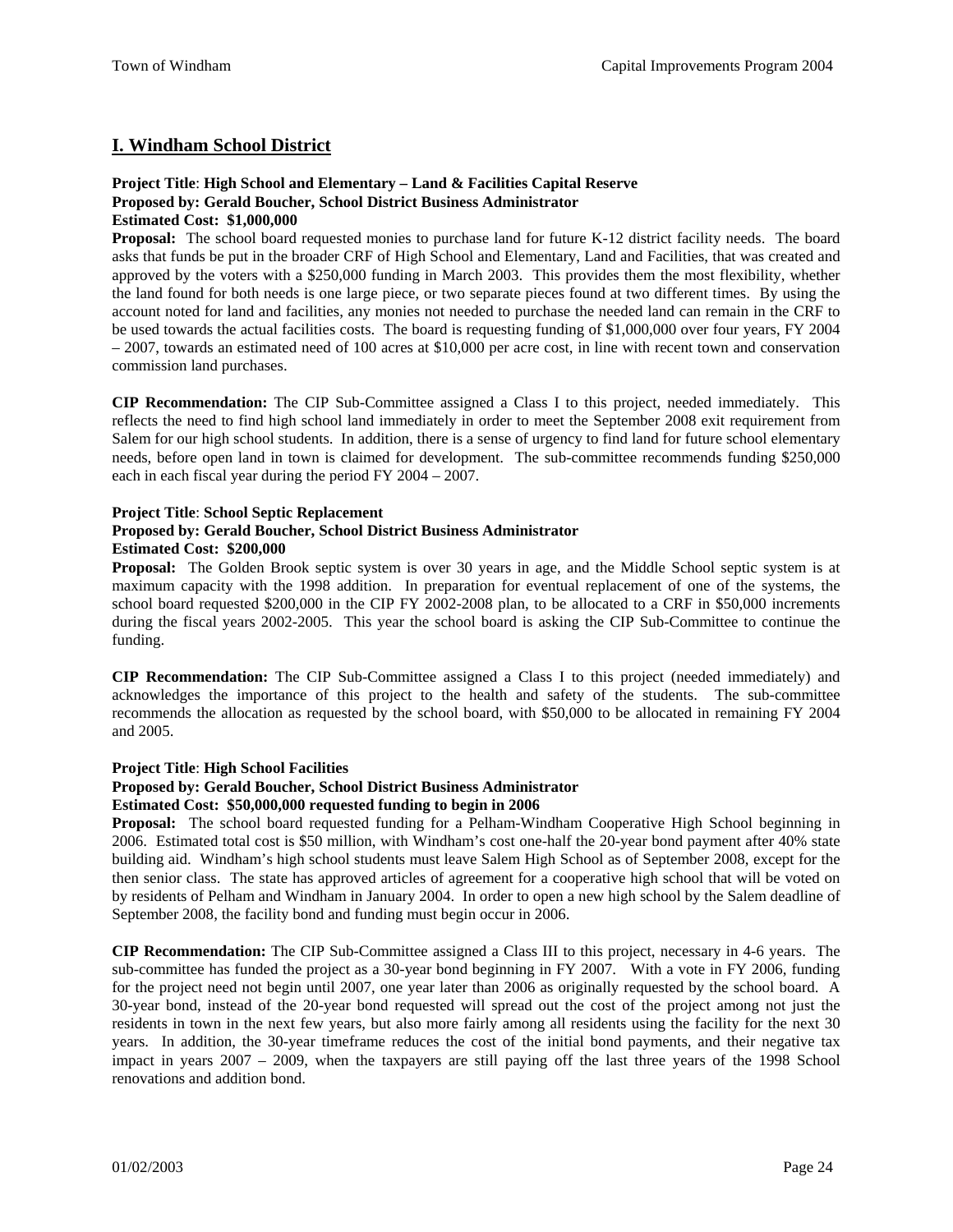## I. Windham School District

**Project Title**: **High School and Elementary – Land & Facilities Capital Reserve**
**Proposed by: Gerald Boucher, School District Business Administrator**
**Estimated Cost: $1,000,000**

**Proposal:** The school board requested monies to purchase land for future K-12 district facility needs. The board asks that funds be put in the broader CRF of High School and Elementary, Land and Facilities, that was created and approved by the voters with a $250,000 funding in March 2003. This provides them the most flexibility, whether the land found for both needs is one large piece, or two separate pieces found at two different times. By using the account noted for land and facilities, any monies not needed to purchase the needed land can remain in the CRF to be used towards the actual facilities costs. The board is requesting funding of $1,000,000 over four years, FY 2004 – 2007, towards an estimated need of 100 acres at $10,000 per acre cost, in line with recent town and conservation commission land purchases.

**CIP Recommendation:** The CIP Sub-Committee assigned a Class I to this project, needed immediately. This reflects the need to find high school land immediately in order to meet the September 2008 exit requirement from Salem for our high school students. In addition, there is a sense of urgency to find land for future school elementary needs, before open land in town is claimed for development. The sub-committee recommends funding $250,000 each in each fiscal year during the period FY 2004 – 2007.

**Project Title**: **School Septic Replacement**
**Proposed by: Gerald Boucher, School District Business Administrator**
**Estimated Cost: $200,000**

**Proposal:** The Golden Brook septic system is over 30 years in age, and the Middle School septic system is at maximum capacity with the 1998 addition. In preparation for eventual replacement of one of the systems, the school board requested $200,000 in the CIP FY 2002-2008 plan, to be allocated to a CRF in $50,000 increments during the fiscal years 2002-2005. This year the school board is asking the CIP Sub-Committee to continue the funding.

**CIP Recommendation:** The CIP Sub-Committee assigned a Class I to this project (needed immediately) and acknowledges the importance of this project to the health and safety of the students. The sub-committee recommends the allocation as requested by the school board, with $50,000 to be allocated in remaining FY 2004 and 2005.

**Project Title**: **High School Facilities**
**Proposed by: Gerald Boucher, School District Business Administrator**
**Estimated Cost: $50,000,000 requested funding to begin in 2006**

**Proposal:** The school board requested funding for a Pelham-Windham Cooperative High School beginning in 2006. Estimated total cost is $50 million, with Windham's cost one-half the 20-year bond payment after 40% state building aid. Windham's high school students must leave Salem High School as of September 2008, except for the then senior class. The state has approved articles of agreement for a cooperative high school that will be voted on by residents of Pelham and Windham in January 2004. In order to open a new high school by the Salem deadline of September 2008, the facility bond and funding must begin occur in 2006.

**CIP Recommendation:** The CIP Sub-Committee assigned a Class III to this project, necessary in 4-6 years. The sub-committee has funded the project as a 30-year bond beginning in FY 2007. With a vote in FY 2006, funding for the project need not begin until 2007, one year later than 2006 as originally requested by the school board. A 30-year bond, instead of the 20-year bond requested will spread out the cost of the project among not just the residents in town in the next few years, but also more fairly among all residents using the facility for the next 30 years. In addition, the 30-year timeframe reduces the cost of the initial bond payments, and their negative tax impact in years 2007 – 2009, when the taxpayers are still paying off the last three years of the 1998 School renovations and addition bond.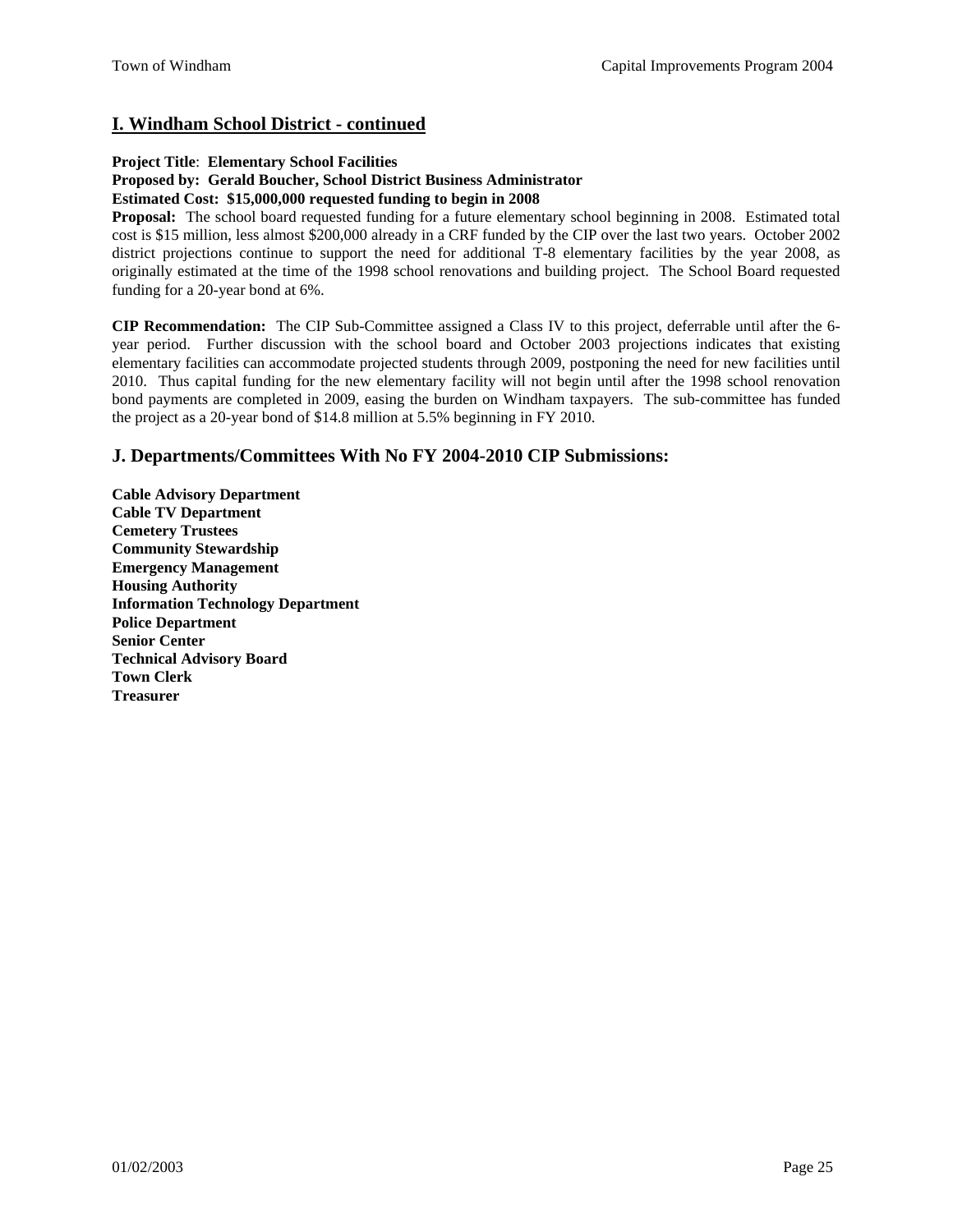## I. Windham School District - continued

**Project Title**: **Elementary School Facilities**
**Proposed by: Gerald Boucher, School District Business Administrator**
**Estimated Cost: $15,000,000 requested funding to begin in 2008**

**Proposal:** The school board requested funding for a future elementary school beginning in 2008. Estimated total cost is $15 million, less almost $200,000 already in a CRF funded by the CIP over the last two years. October 2002 district projections continue to support the need for additional T-8 elementary facilities by the year 2008, as originally estimated at the time of the 1998 school renovations and building project. The School Board requested funding for a 20-year bond at 6%.

**CIP Recommendation:** The CIP Sub-Committee assigned a Class IV to this project, deferrable until after the 6-year period. Further discussion with the school board and October 2003 projections indicates that existing elementary facilities can accommodate projected students through 2009, postponing the need for new facilities until 2010. Thus capital funding for the new elementary facility will not begin until after the 1998 school renovation bond payments are completed in 2009, easing the burden on Windham taxpayers. The sub-committee has funded the project as a 20-year bond of $14.8 million at 5.5% beginning in FY 2010.

## J. Departments/Committees With No FY 2004-2010 CIP Submissions:

**Cable Advisory Department**
**Cable TV Department**
**Cemetery Trustees**
**Community Stewardship**
**Emergency Management**
**Housing Authority**
**Information Technology Department**
**Police Department**
**Senior Center**
**Technical Advisory Board**
**Town Clerk**
**Treasurer**